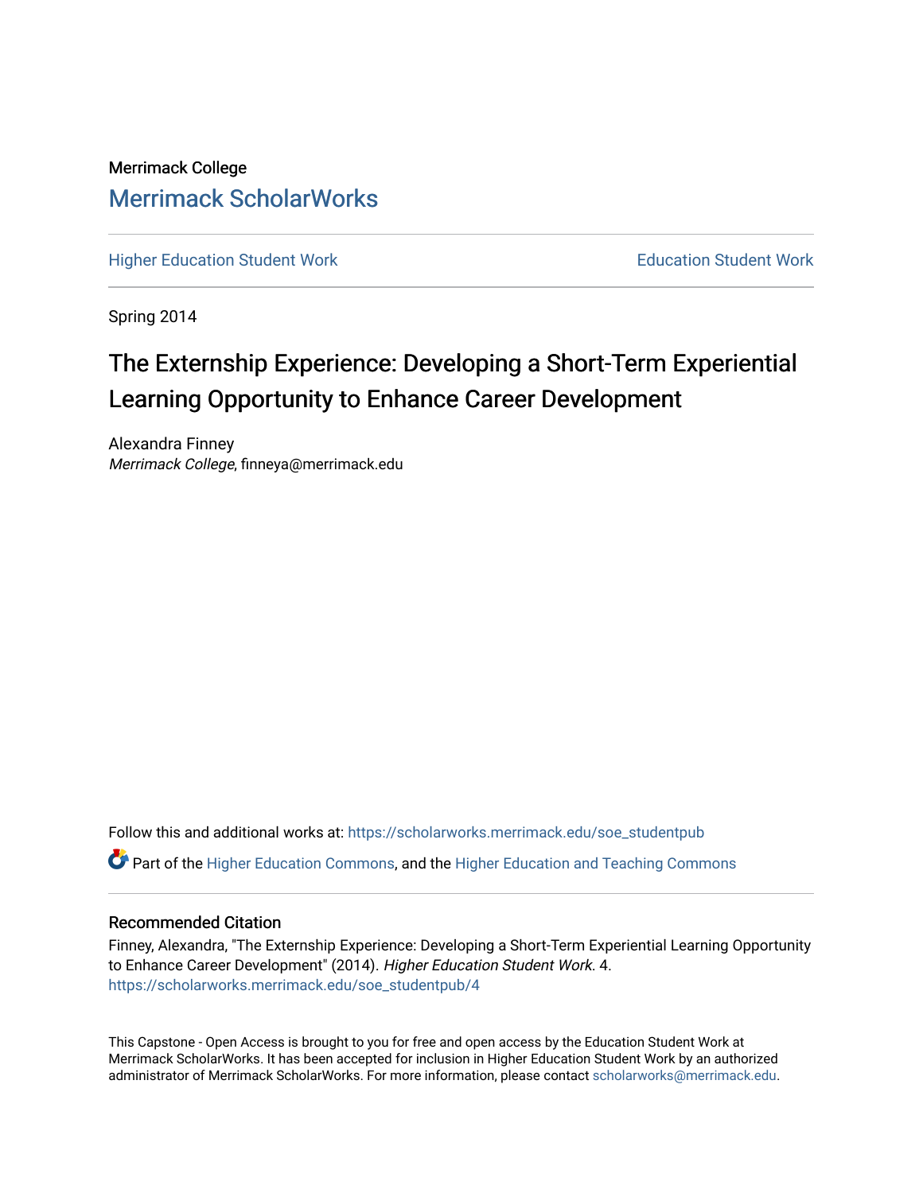Merrimack College

# Merrimack ScholarWorks

Higher Education Student Work | Education Student Work

Spring 2014

## The Externship Experience: Developing a Short-Term Experiential Learning Opportunity to Enhance Career Development

Alexandra Finney
*Merrimack College*, finneya@merrimack.edu

Follow this and additional works at: https://scholarworks.merrimack.edu/soe_studentpub

Part of the Higher Education Commons, and the Higher Education and Teaching Commons

### Recommended Citation

Finney, Alexandra, "The Externship Experience: Developing a Short-Term Experiential Learning Opportunity to Enhance Career Development" (2014). *Higher Education Student Work*. 4.
https://scholarworks.merrimack.edu/soe_studentpub/4

This Capstone - Open Access is brought to you for free and open access by the Education Student Work at Merrimack ScholarWorks. It has been accepted for inclusion in Higher Education Student Work by an authorized administrator of Merrimack ScholarWorks. For more information, please contact scholarworks@merrimack.edu.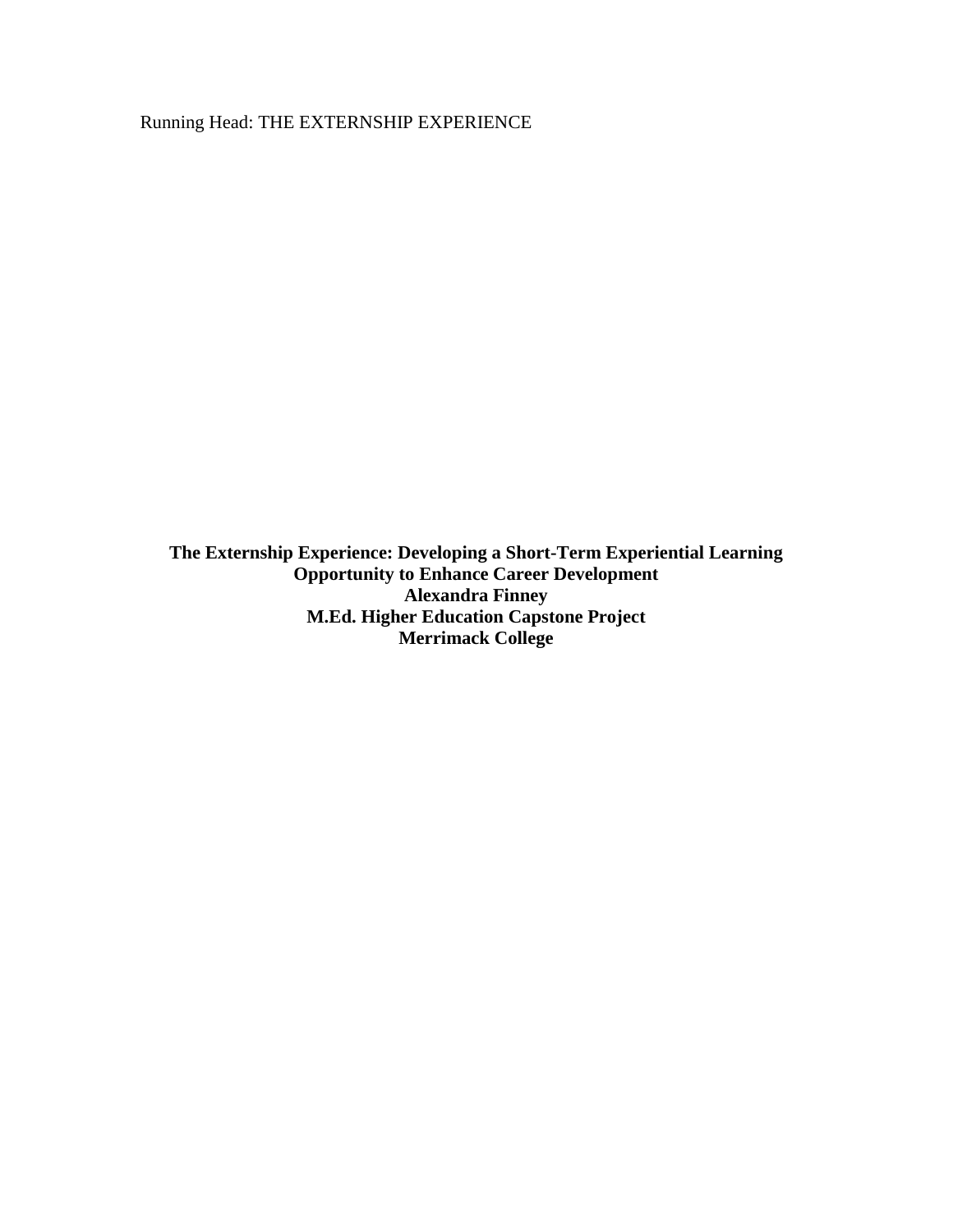**The Externship Experience: Developing a Short-Term Experiential Learning Opportunity to Enhance Career Development**

**Alexandra Finney**

**M.Ed. Higher Education Capstone Project**

**Merrimack College**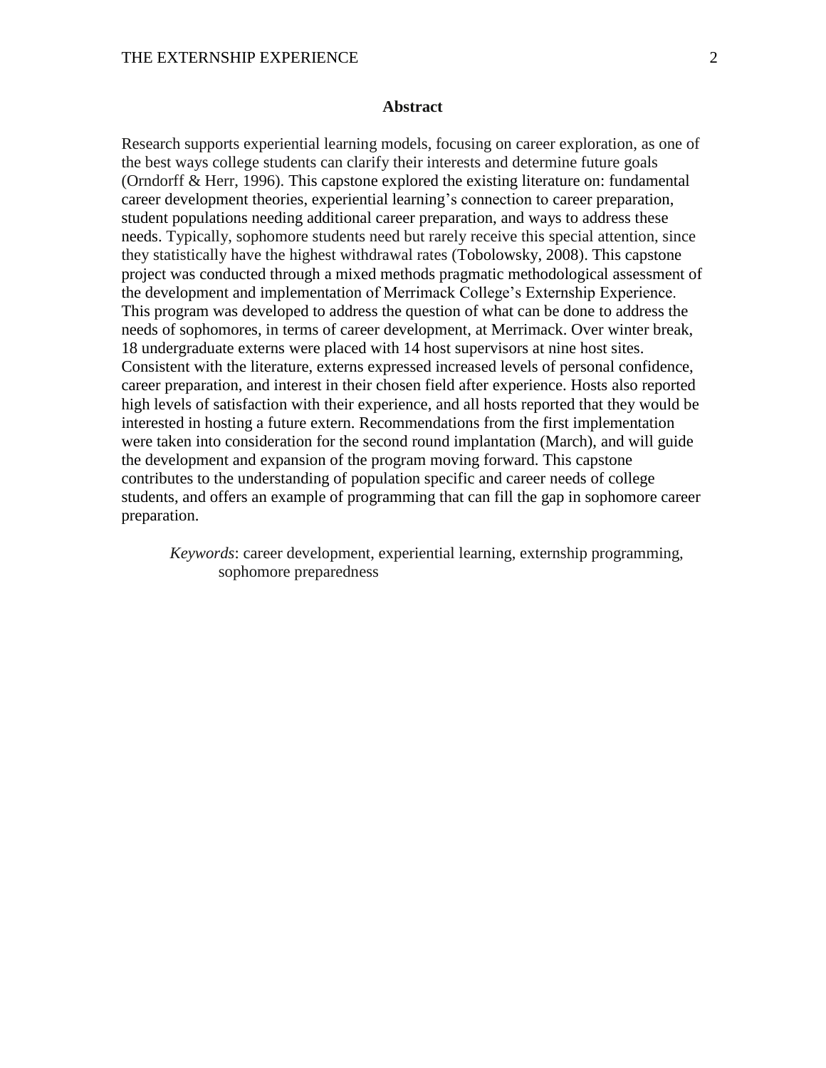## Abstract

Research supports experiential learning models, focusing on career exploration, as one of the best ways college students can clarify their interests and determine future goals (Orndorff & Herr, 1996). This capstone explored the existing literature on: fundamental career development theories, experiential learning's connection to career preparation, student populations needing additional career preparation, and ways to address these needs. Typically, sophomore students need but rarely receive this special attention, since they statistically have the highest withdrawal rates (Tobolowsky, 2008). This capstone project was conducted through a mixed methods pragmatic methodological assessment of the development and implementation of Merrimack College's Externship Experience. This program was developed to address the question of what can be done to address the needs of sophomores, in terms of career development, at Merrimack. Over winter break, 18 undergraduate externs were placed with 14 host supervisors at nine host sites. Consistent with the literature, externs expressed increased levels of personal confidence, career preparation, and interest in their chosen field after experience. Hosts also reported high levels of satisfaction with their experience, and all hosts reported that they would be interested in hosting a future extern. Recommendations from the first implementation were taken into consideration for the second round implantation (March), and will guide the development and expansion of the program moving forward. This capstone contributes to the understanding of population specific and career needs of college students, and offers an example of programming that can fill the gap in sophomore career preparation.

*Keywords*: career development, experiential learning, externship programming, sophomore preparedness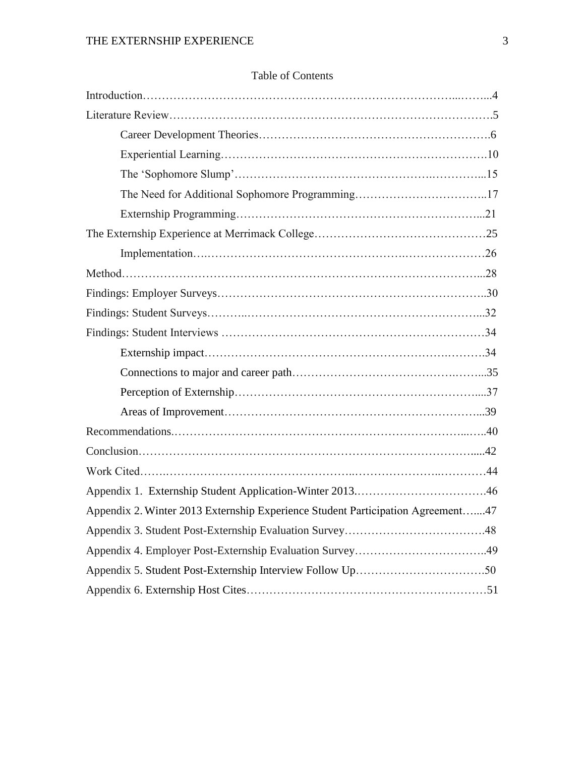Table of Contents

Introduction……………………………………………………………………………...……...4

Literature Review……………………………………………………………………………….5

Career Development Theories………………………………………………….6

Experiential Learning…………………………………………………………….10

The 'Sophomore Slump'…………………………………………….…………...15

The Need for Additional Sophomore Programming……………………………..17

Externship Programming………………………………………………………...21

The Externship Experience at Merrimack College…………………………………….25

Implementation….………………………………………….…………………26

Method…………………………………………………………………………………...28

Findings: Employer Surveys……………………………………………………………..30

Findings: Student Surveys………..……………………………………………………...32

Findings: Student Interviews ……………………………………………………………34

Externship impact……………………………………………………….……….34

Connections to major and career path……………………………………….……...35

Perception of Externship………………………………………………………....37

Areas of Improvement……………………………………………………………...39

Recommendations.…………………………………………………………………...…..40

Conclusion……………………………………………………………………………….....42

Work Cited…….………………………………………..………………..…………44

Appendix 1. Externship Student Application-Winter 2013.…………………………….46

Appendix 2. Winter 2013 Externship Experience Student Participation Agreement…....47

Appendix 3. Student Post-Externship Evaluation Survey……………………………….48

Appendix 4. Employer Post-Externship Evaluation Survey……………………………..49

Appendix 5. Student Post-Externship Interview Follow Up…………………………….50

Appendix 6. Externship Host Cites……………………………………………………51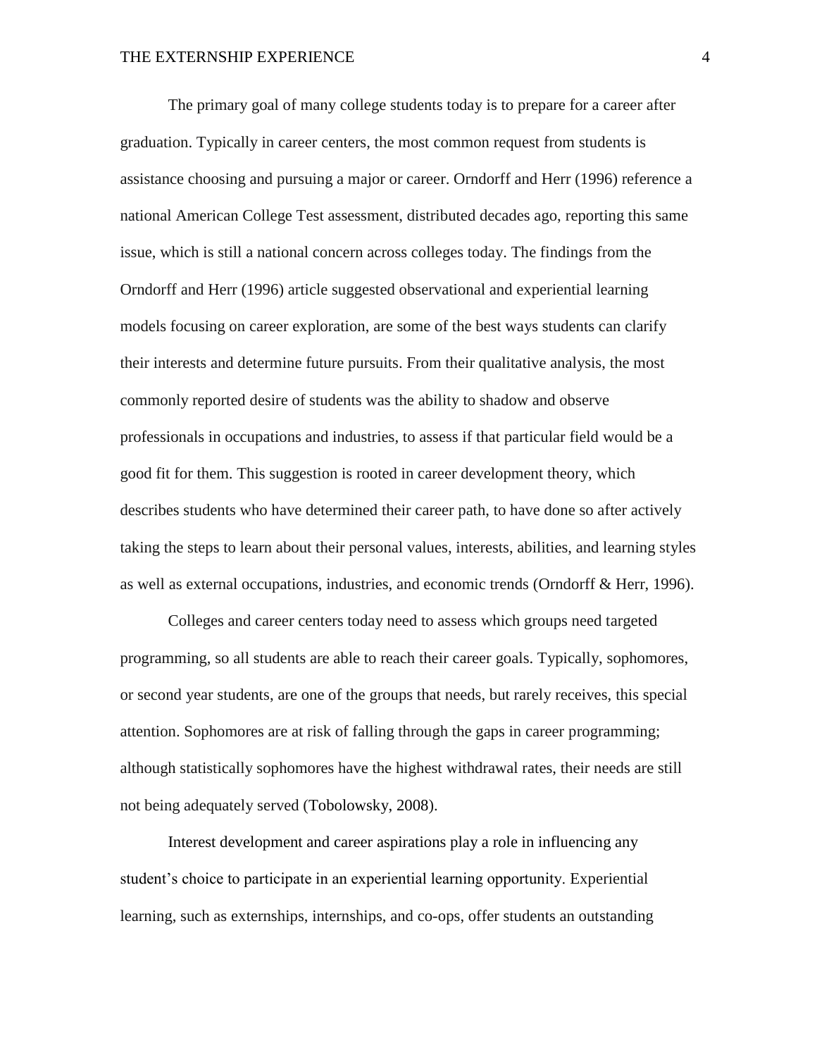The primary goal of many college students today is to prepare for a career after graduation. Typically in career centers, the most common request from students is assistance choosing and pursuing a major or career. Orndorff and Herr (1996) reference a national American College Test assessment, distributed decades ago, reporting this same issue, which is still a national concern across colleges today. The findings from the Orndorff and Herr (1996) article suggested observational and experiential learning models focusing on career exploration, are some of the best ways students can clarify their interests and determine future pursuits. From their qualitative analysis, the most commonly reported desire of students was the ability to shadow and observe professionals in occupations and industries, to assess if that particular field would be a good fit for them. This suggestion is rooted in career development theory, which describes students who have determined their career path, to have done so after actively taking the steps to learn about their personal values, interests, abilities, and learning styles as well as external occupations, industries, and economic trends (Orndorff & Herr, 1996).

Colleges and career centers today need to assess which groups need targeted programming, so all students are able to reach their career goals. Typically, sophomores, or second year students, are one of the groups that needs, but rarely receives, this special attention. Sophomores are at risk of falling through the gaps in career programming; although statistically sophomores have the highest withdrawal rates, their needs are still not being adequately served (Tobolowsky, 2008).

Interest development and career aspirations play a role in influencing any student's choice to participate in an experiential learning opportunity. Experiential learning, such as externships, internships, and co-ops, offer students an outstanding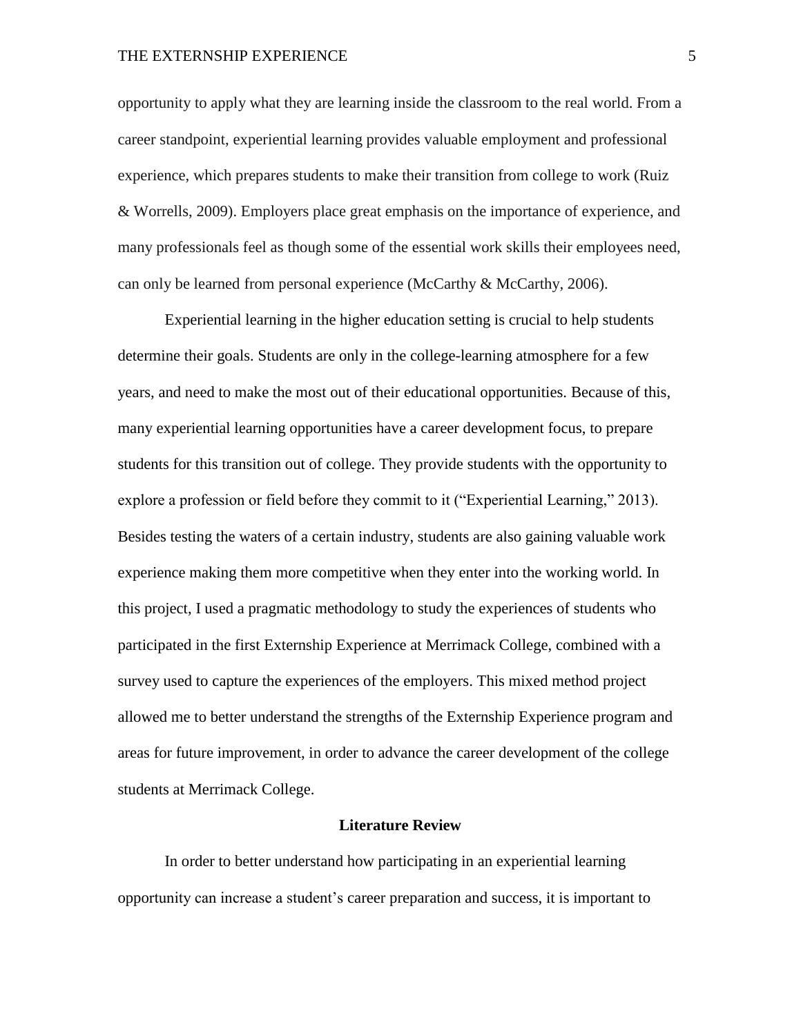opportunity to apply what they are learning inside the classroom to the real world. From a career standpoint, experiential learning provides valuable employment and professional experience, which prepares students to make their transition from college to work (Ruiz & Worrells, 2009). Employers place great emphasis on the importance of experience, and many professionals feel as though some of the essential work skills their employees need, can only be learned from personal experience (McCarthy & McCarthy, 2006).

Experiential learning in the higher education setting is crucial to help students determine their goals. Students are only in the college-learning atmosphere for a few years, and need to make the most out of their educational opportunities. Because of this, many experiential learning opportunities have a career development focus, to prepare students for this transition out of college. They provide students with the opportunity to explore a profession or field before they commit to it ("Experiential Learning," 2013). Besides testing the waters of a certain industry, students are also gaining valuable work experience making them more competitive when they enter into the working world. In this project, I used a pragmatic methodology to study the experiences of students who participated in the first Externship Experience at Merrimack College, combined with a survey used to capture the experiences of the employers. This mixed method project allowed me to better understand the strengths of the Externship Experience program and areas for future improvement, in order to advance the career development of the college students at Merrimack College.

## Literature Review

In order to better understand how participating in an experiential learning opportunity can increase a student's career preparation and success, it is important to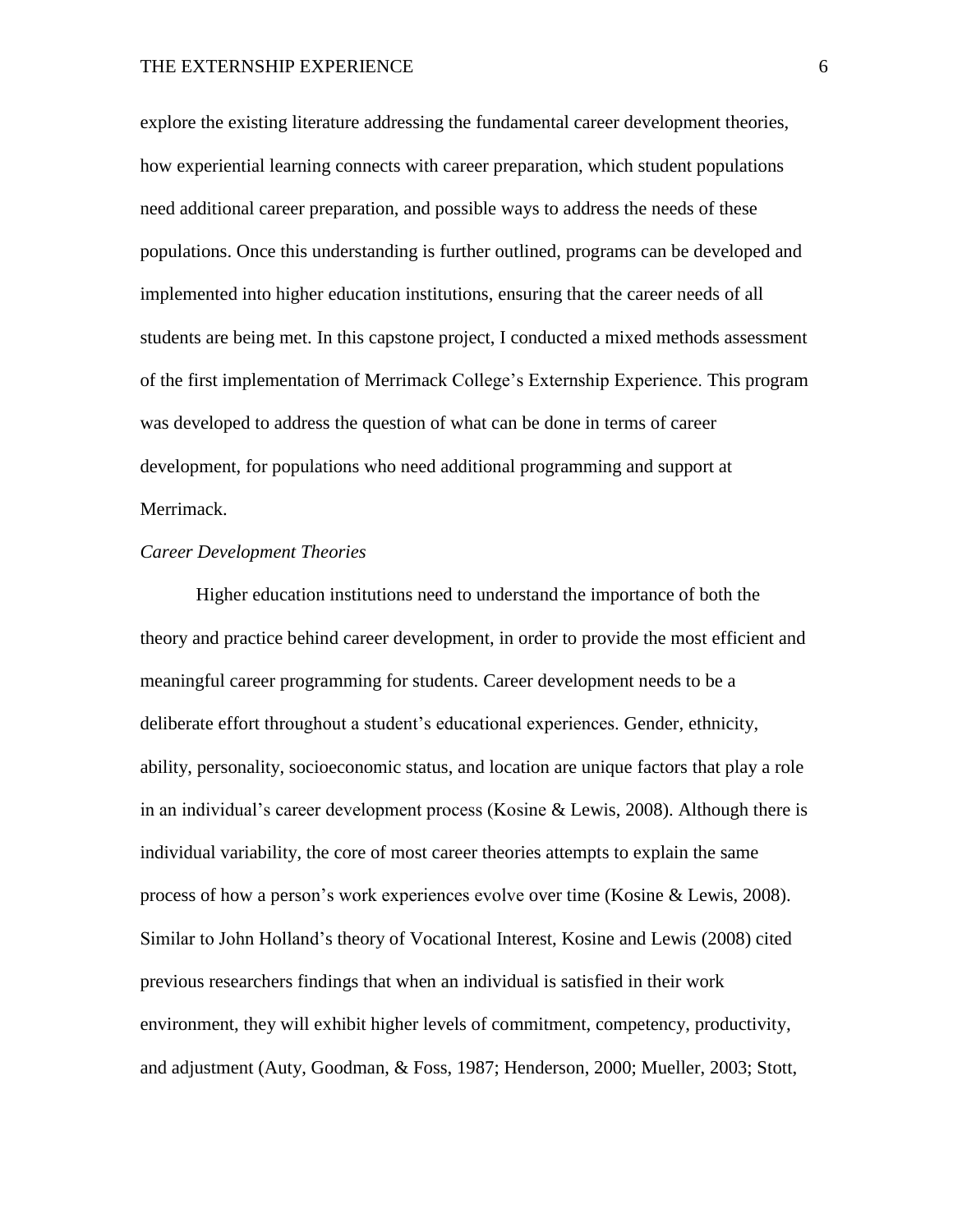explore the existing literature addressing the fundamental career development theories, how experiential learning connects with career preparation, which student populations need additional career preparation, and possible ways to address the needs of these populations. Once this understanding is further outlined, programs can be developed and implemented into higher education institutions, ensuring that the career needs of all students are being met. In this capstone project, I conducted a mixed methods assessment of the first implementation of Merrimack College's Externship Experience. This program was developed to address the question of what can be done in terms of career development, for populations who need additional programming and support at Merrimack.

*Career Development Theories*

Higher education institutions need to understand the importance of both the theory and practice behind career development, in order to provide the most efficient and meaningful career programming for students. Career development needs to be a deliberate effort throughout a student's educational experiences. Gender, ethnicity, ability, personality, socioeconomic status, and location are unique factors that play a role in an individual's career development process (Kosine & Lewis, 2008). Although there is individual variability, the core of most career theories attempts to explain the same process of how a person's work experiences evolve over time (Kosine & Lewis, 2008). Similar to John Holland's theory of Vocational Interest, Kosine and Lewis (2008) cited previous researchers findings that when an individual is satisfied in their work environment, they will exhibit higher levels of commitment, competency, productivity, and adjustment (Auty, Goodman, & Foss, 1987; Henderson, 2000; Mueller, 2003; Stott,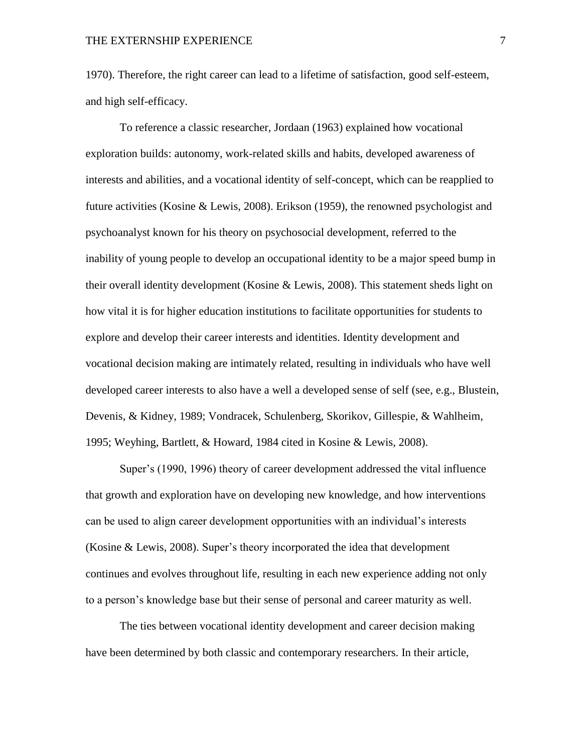1970). Therefore, the right career can lead to a lifetime of satisfaction, good self-esteem, and high self-efficacy.

To reference a classic researcher, Jordaan (1963) explained how vocational exploration builds: autonomy, work-related skills and habits, developed awareness of interests and abilities, and a vocational identity of self-concept, which can be reapplied to future activities (Kosine & Lewis, 2008). Erikson (1959), the renowned psychologist and psychoanalyst known for his theory on psychosocial development, referred to the inability of young people to develop an occupational identity to be a major speed bump in their overall identity development (Kosine & Lewis, 2008). This statement sheds light on how vital it is for higher education institutions to facilitate opportunities for students to explore and develop their career interests and identities. Identity development and vocational decision making are intimately related, resulting in individuals who have well developed career interests to also have a well a developed sense of self (see, e.g., Blustein, Devenis, & Kidney, 1989; Vondracek, Schulenberg, Skorikov, Gillespie, & Wahlheim, 1995; Weyhing, Bartlett, & Howard, 1984 cited in Kosine & Lewis, 2008).

Super's (1990, 1996) theory of career development addressed the vital influence that growth and exploration have on developing new knowledge, and how interventions can be used to align career development opportunities with an individual's interests (Kosine & Lewis, 2008). Super's theory incorporated the idea that development continues and evolves throughout life, resulting in each new experience adding not only to a person's knowledge base but their sense of personal and career maturity as well.

The ties between vocational identity development and career decision making have been determined by both classic and contemporary researchers. In their article,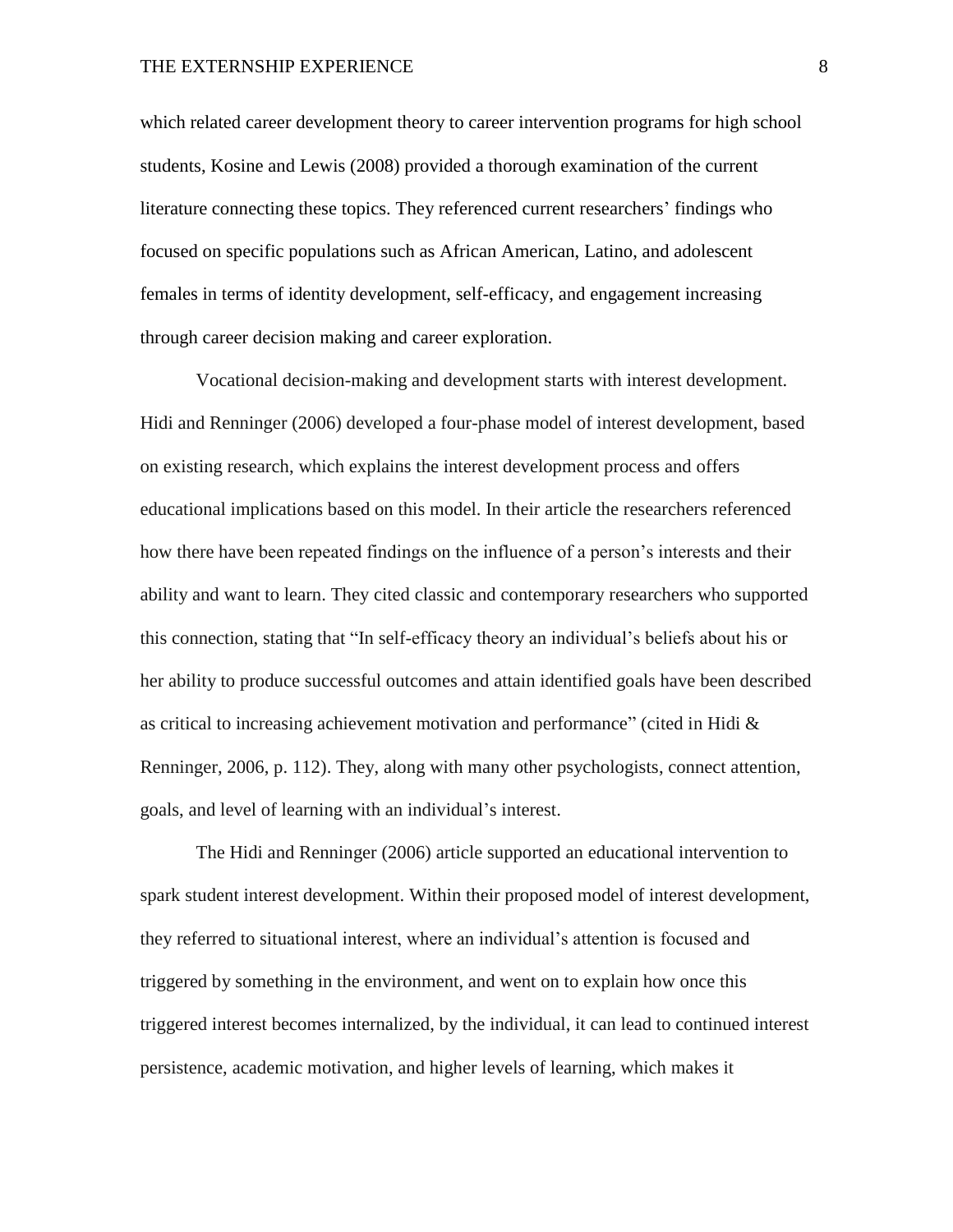which related career development theory to career intervention programs for high school students, Kosine and Lewis (2008) provided a thorough examination of the current literature connecting these topics. They referenced current researchers' findings who focused on specific populations such as African American, Latino, and adolescent females in terms of identity development, self-efficacy, and engagement increasing through career decision making and career exploration.

Vocational decision-making and development starts with interest development. Hidi and Renninger (2006) developed a four-phase model of interest development, based on existing research, which explains the interest development process and offers educational implications based on this model. In their article the researchers referenced how there have been repeated findings on the influence of a person's interests and their ability and want to learn. They cited classic and contemporary researchers who supported this connection, stating that "In self-efficacy theory an individual's beliefs about his or her ability to produce successful outcomes and attain identified goals have been described as critical to increasing achievement motivation and performance" (cited in Hidi & Renninger, 2006, p. 112). They, along with many other psychologists, connect attention, goals, and level of learning with an individual's interest.

The Hidi and Renninger (2006) article supported an educational intervention to spark student interest development. Within their proposed model of interest development, they referred to situational interest, where an individual's attention is focused and triggered by something in the environment, and went on to explain how once this triggered interest becomes internalized, by the individual, it can lead to continued interest persistence, academic motivation, and higher levels of learning, which makes it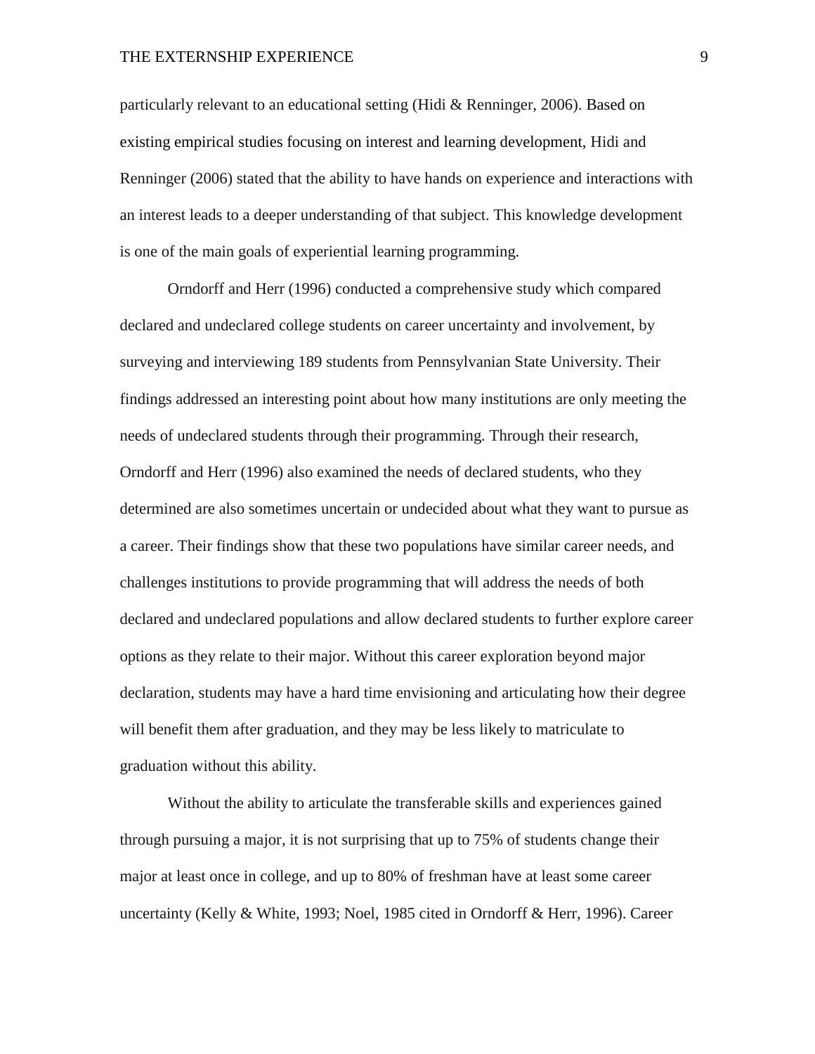particularly relevant to an educational setting (Hidi & Renninger, 2006). Based on existing empirical studies focusing on interest and learning development, Hidi and Renninger (2006) stated that the ability to have hands on experience and interactions with an interest leads to a deeper understanding of that subject. This knowledge development is one of the main goals of experiential learning programming.

Orndorff and Herr (1996) conducted a comprehensive study which compared declared and undeclared college students on career uncertainty and involvement, by surveying and interviewing 189 students from Pennsylvanian State University. Their findings addressed an interesting point about how many institutions are only meeting the needs of undeclared students through their programming. Through their research, Orndorff and Herr (1996) also examined the needs of declared students, who they determined are also sometimes uncertain or undecided about what they want to pursue as a career. Their findings show that these two populations have similar career needs, and challenges institutions to provide programming that will address the needs of both declared and undeclared populations and allow declared students to further explore career options as they relate to their major. Without this career exploration beyond major declaration, students may have a hard time envisioning and articulating how their degree will benefit them after graduation, and they may be less likely to matriculate to graduation without this ability.

Without the ability to articulate the transferable skills and experiences gained through pursuing a major, it is not surprising that up to 75% of students change their major at least once in college, and up to 80% of freshman have at least some career uncertainty (Kelly & White, 1993; Noel, 1985 cited in Orndorff & Herr, 1996). Career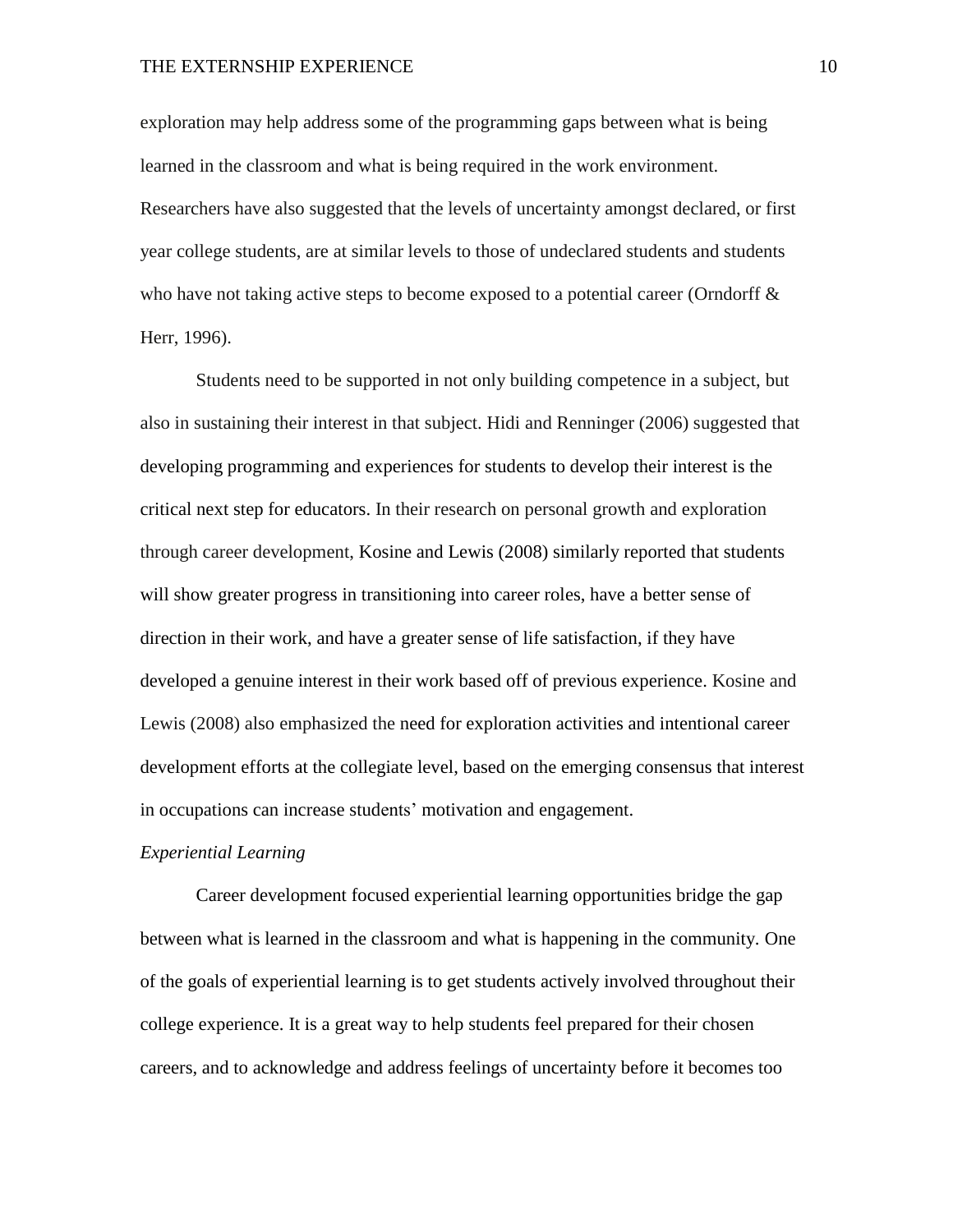exploration may help address some of the programming gaps between what is being learned in the classroom and what is being required in the work environment. Researchers have also suggested that the levels of uncertainty amongst declared, or first year college students, are at similar levels to those of undeclared students and students who have not taking active steps to become exposed to a potential career (Orndorff & Herr, 1996).

Students need to be supported in not only building competence in a subject, but also in sustaining their interest in that subject. Hidi and Renninger (2006) suggested that developing programming and experiences for students to develop their interest is the critical next step for educators. In their research on personal growth and exploration through career development, Kosine and Lewis (2008) similarly reported that students will show greater progress in transitioning into career roles, have a better sense of direction in their work, and have a greater sense of life satisfaction, if they have developed a genuine interest in their work based off of previous experience. Kosine and Lewis (2008) also emphasized the need for exploration activities and intentional career development efforts at the collegiate level, based on the emerging consensus that interest in occupations can increase students' motivation and engagement.

### *Experiential Learning*

Career development focused experiential learning opportunities bridge the gap between what is learned in the classroom and what is happening in the community. One of the goals of experiential learning is to get students actively involved throughout their college experience. It is a great way to help students feel prepared for their chosen careers, and to acknowledge and address feelings of uncertainty before it becomes too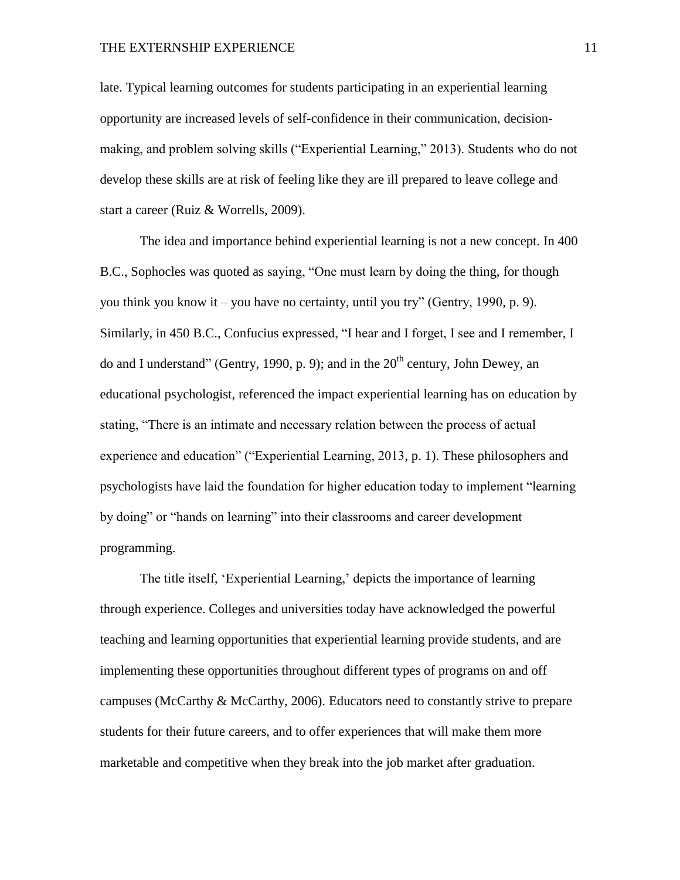late. Typical learning outcomes for students participating in an experiential learning opportunity are increased levels of self-confidence in their communication, decision-making, and problem solving skills ("Experiential Learning," 2013). Students who do not develop these skills are at risk of feeling like they are ill prepared to leave college and start a career (Ruiz & Worrells, 2009).

The idea and importance behind experiential learning is not a new concept. In 400 B.C., Sophocles was quoted as saying, "One must learn by doing the thing, for though you think you know it – you have no certainty, until you try" (Gentry, 1990, p. 9). Similarly, in 450 B.C., Confucius expressed, "I hear and I forget, I see and I remember, I do and I understand" (Gentry, 1990, p. 9); and in the 20th century, John Dewey, an educational psychologist, referenced the impact experiential learning has on education by stating, "There is an intimate and necessary relation between the process of actual experience and education" ("Experiential Learning, 2013, p. 1). These philosophers and psychologists have laid the foundation for higher education today to implement "learning by doing" or "hands on learning" into their classrooms and career development programming.

The title itself, 'Experiential Learning,' depicts the importance of learning through experience. Colleges and universities today have acknowledged the powerful teaching and learning opportunities that experiential learning provide students, and are implementing these opportunities throughout different types of programs on and off campuses (McCarthy & McCarthy, 2006). Educators need to constantly strive to prepare students for their future careers, and to offer experiences that will make them more marketable and competitive when they break into the job market after graduation.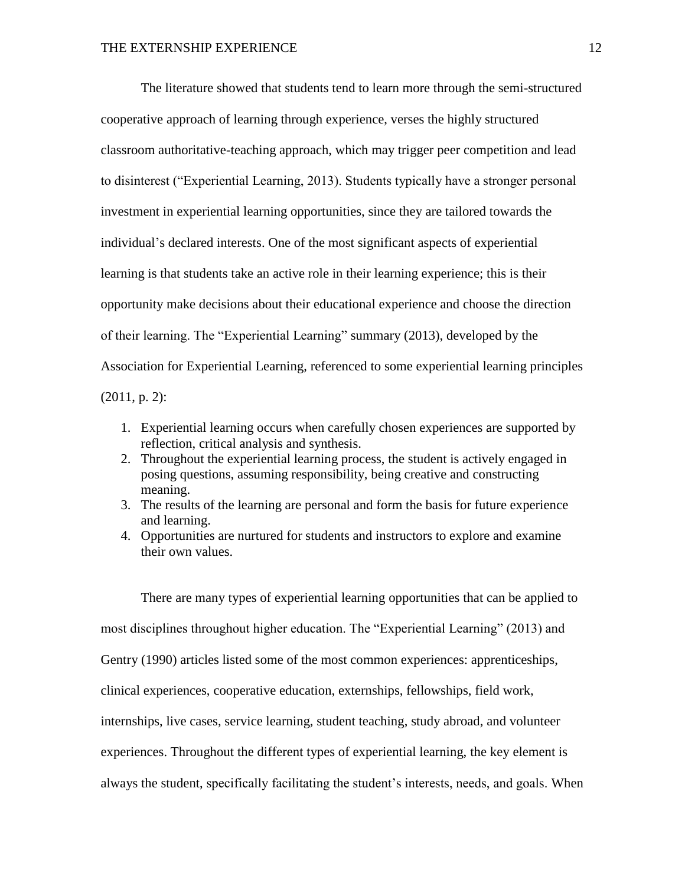The literature showed that students tend to learn more through the semi-structured cooperative approach of learning through experience, verses the highly structured classroom authoritative-teaching approach, which may trigger peer competition and lead to disinterest (“Experiential Learning, 2013). Students typically have a stronger personal investment in experiential learning opportunities, since they are tailored towards the individual’s declared interests. One of the most significant aspects of experiential learning is that students take an active role in their learning experience; this is their opportunity make decisions about their educational experience and choose the direction of their learning. The “Experiential Learning” summary (2013), developed by the Association for Experiential Learning, referenced to some experiential learning principles (2011, p. 2):

1. Experiential learning occurs when carefully chosen experiences are supported by reflection, critical analysis and synthesis.
2. Throughout the experiential learning process, the student is actively engaged in posing questions, assuming responsibility, being creative and constructing meaning.
3. The results of the learning are personal and form the basis for future experience and learning.
4. Opportunities are nurtured for students and instructors to explore and examine their own values.

There are many types of experiential learning opportunities that can be applied to most disciplines throughout higher education. The “Experiential Learning” (2013) and Gentry (1990) articles listed some of the most common experiences: apprenticeships, clinical experiences, cooperative education, externships, fellowships, field work, internships, live cases, service learning, student teaching, study abroad, and volunteer experiences. Throughout the different types of experiential learning, the key element is always the student, specifically facilitating the student’s interests, needs, and goals. When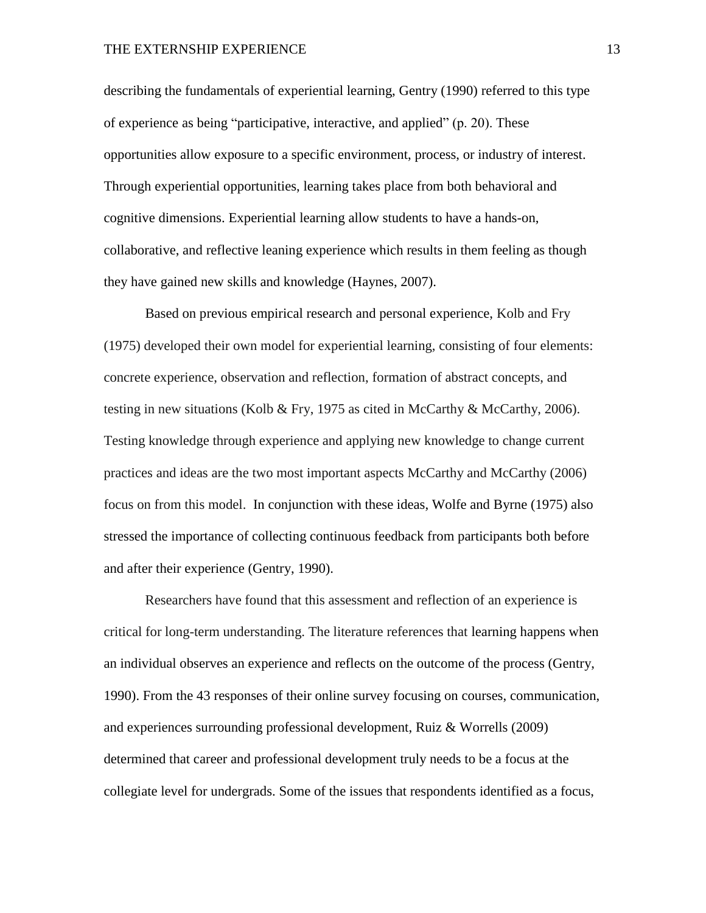describing the fundamentals of experiential learning, Gentry (1990) referred to this type of experience as being "participative, interactive, and applied" (p. 20). These opportunities allow exposure to a specific environment, process, or industry of interest. Through experiential opportunities, learning takes place from both behavioral and cognitive dimensions. Experiential learning allow students to have a hands-on, collaborative, and reflective leaning experience which results in them feeling as though they have gained new skills and knowledge (Haynes, 2007).

Based on previous empirical research and personal experience, Kolb and Fry (1975) developed their own model for experiential learning, consisting of four elements: concrete experience, observation and reflection, formation of abstract concepts, and testing in new situations (Kolb & Fry, 1975 as cited in McCarthy & McCarthy, 2006). Testing knowledge through experience and applying new knowledge to change current practices and ideas are the two most important aspects McCarthy and McCarthy (2006) focus on from this model. In conjunction with these ideas, Wolfe and Byrne (1975) also stressed the importance of collecting continuous feedback from participants both before and after their experience (Gentry, 1990).

Researchers have found that this assessment and reflection of an experience is critical for long-term understanding. The literature references that learning happens when an individual observes an experience and reflects on the outcome of the process (Gentry, 1990). From the 43 responses of their online survey focusing on courses, communication, and experiences surrounding professional development, Ruiz & Worrells (2009) determined that career and professional development truly needs to be a focus at the collegiate level for undergrads. Some of the issues that respondents identified as a focus,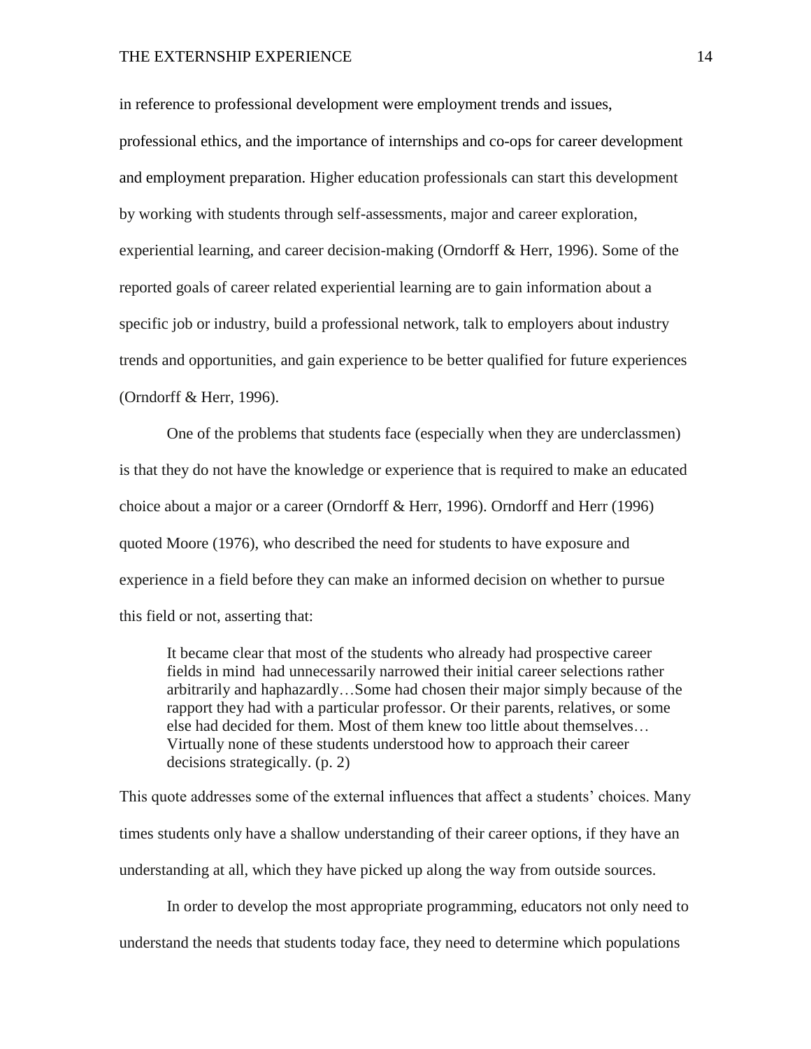in reference to professional development were employment trends and issues, professional ethics, and the importance of internships and co-ops for career development and employment preparation. Higher education professionals can start this development by working with students through self-assessments, major and career exploration, experiential learning, and career decision-making (Orndorff & Herr, 1996). Some of the reported goals of career related experiential learning are to gain information about a specific job or industry, build a professional network, talk to employers about industry trends and opportunities, and gain experience to be better qualified for future experiences (Orndorff & Herr, 1996).

One of the problems that students face (especially when they are underclassmen) is that they do not have the knowledge or experience that is required to make an educated choice about a major or a career (Orndorff & Herr, 1996). Orndorff and Herr (1996) quoted Moore (1976), who described the need for students to have exposure and experience in a field before they can make an informed decision on whether to pursue this field or not, asserting that:

> It became clear that most of the students who already had prospective career fields in mind had unnecessarily narrowed their initial career selections rather arbitrarily and haphazardly…Some had chosen their major simply because of the rapport they had with a particular professor. Or their parents, relatives, or some else had decided for them. Most of them knew too little about themselves… Virtually none of these students understood how to approach their career decisions strategically. (p. 2)

This quote addresses some of the external influences that affect a students' choices. Many times students only have a shallow understanding of their career options, if they have an understanding at all, which they have picked up along the way from outside sources.

In order to develop the most appropriate programming, educators not only need to understand the needs that students today face, they need to determine which populations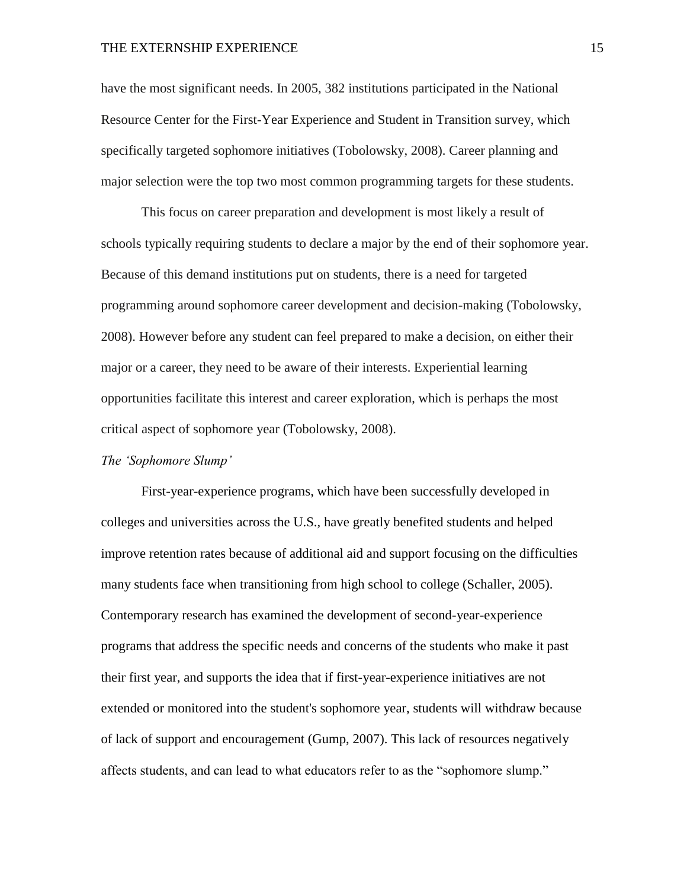have the most significant needs. In 2005, 382 institutions participated in the National Resource Center for the First-Year Experience and Student in Transition survey, which specifically targeted sophomore initiatives (Tobolowsky, 2008). Career planning and major selection were the top two most common programming targets for these students.

This focus on career preparation and development is most likely a result of schools typically requiring students to declare a major by the end of their sophomore year. Because of this demand institutions put on students, there is a need for targeted programming around sophomore career development and decision-making (Tobolowsky, 2008). However before any student can feel prepared to make a decision, on either their major or a career, they need to be aware of their interests. Experiential learning opportunities facilitate this interest and career exploration, which is perhaps the most critical aspect of sophomore year (Tobolowsky, 2008).

*The 'Sophomore Slump'*

First-year-experience programs, which have been successfully developed in colleges and universities across the U.S., have greatly benefited students and helped improve retention rates because of additional aid and support focusing on the difficulties many students face when transitioning from high school to college (Schaller, 2005). Contemporary research has examined the development of second-year-experience programs that address the specific needs and concerns of the students who make it past their first year, and supports the idea that if first-year-experience initiatives are not extended or monitored into the student's sophomore year, students will withdraw because of lack of support and encouragement (Gump, 2007). This lack of resources negatively affects students, and can lead to what educators refer to as the "sophomore slump."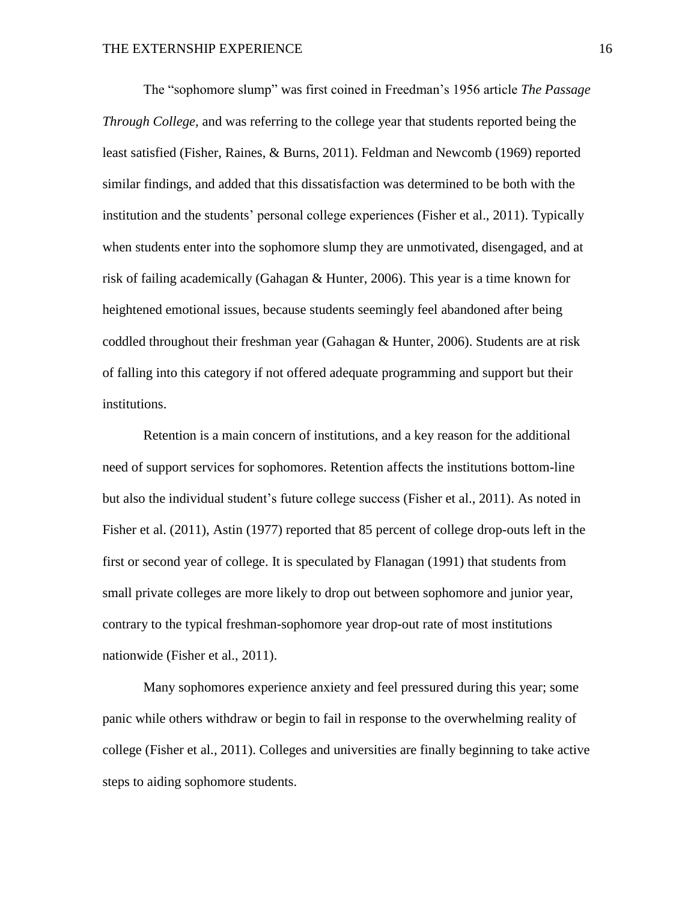The "sophomore slump" was first coined in Freedman's 1956 article *The Passage Through College,* and was referring to the college year that students reported being the least satisfied (Fisher, Raines, & Burns, 2011). Feldman and Newcomb (1969) reported similar findings, and added that this dissatisfaction was determined to be both with the institution and the students' personal college experiences (Fisher et al., 2011). Typically when students enter into the sophomore slump they are unmotivated, disengaged, and at risk of failing academically (Gahagan & Hunter, 2006). This year is a time known for heightened emotional issues, because students seemingly feel abandoned after being coddled throughout their freshman year (Gahagan & Hunter, 2006). Students are at risk of falling into this category if not offered adequate programming and support but their institutions.

Retention is a main concern of institutions, and a key reason for the additional need of support services for sophomores. Retention affects the institutions bottom-line but also the individual student's future college success (Fisher et al., 2011). As noted in Fisher et al. (2011), Astin (1977) reported that 85 percent of college drop-outs left in the first or second year of college. It is speculated by Flanagan (1991) that students from small private colleges are more likely to drop out between sophomore and junior year, contrary to the typical freshman-sophomore year drop-out rate of most institutions nationwide (Fisher et al., 2011).

Many sophomores experience anxiety and feel pressured during this year; some panic while others withdraw or begin to fail in response to the overwhelming reality of college (Fisher et al., 2011). Colleges and universities are finally beginning to take active steps to aiding sophomore students.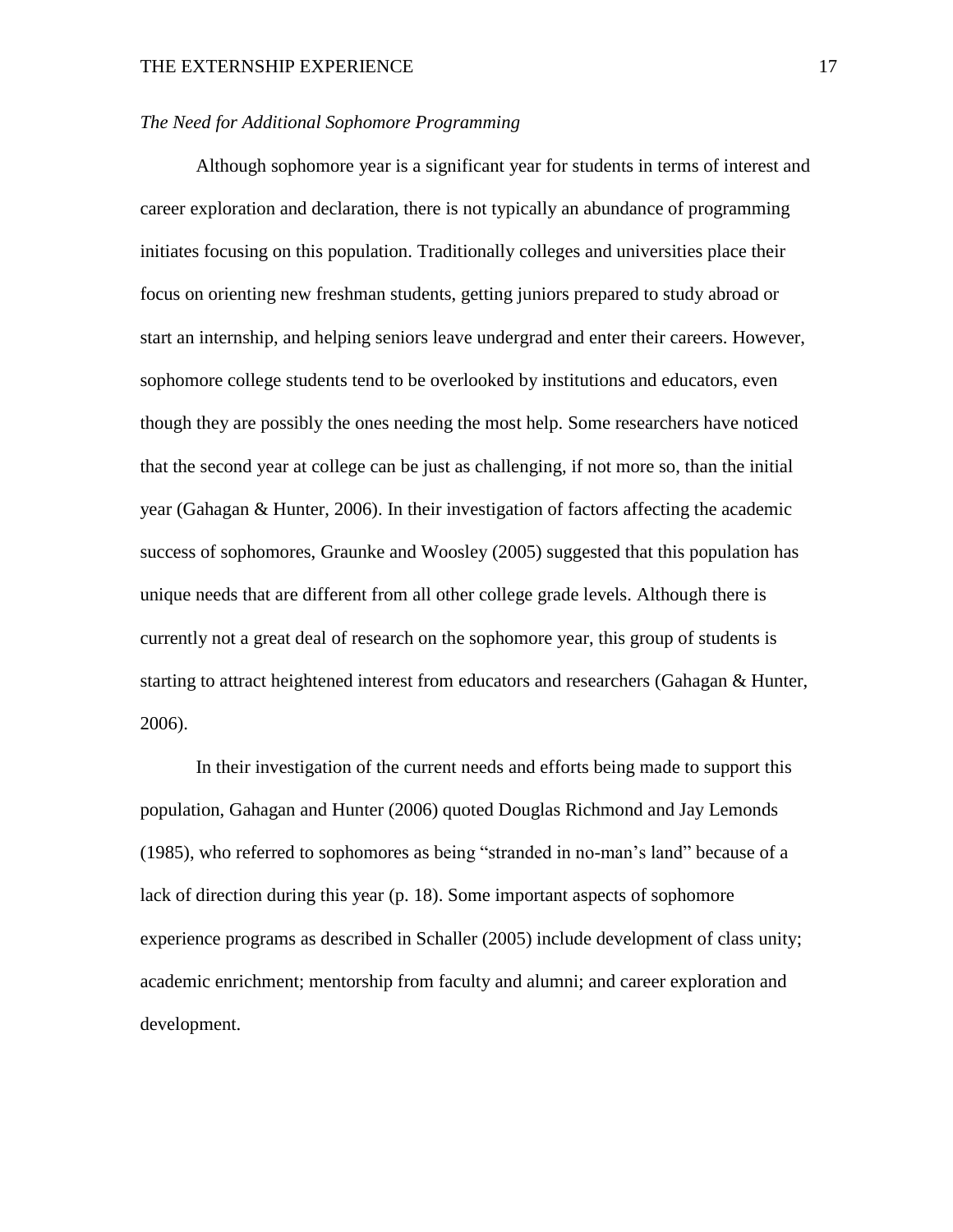### *The Need for Additional Sophomore Programming*

Although sophomore year is a significant year for students in terms of interest and career exploration and declaration, there is not typically an abundance of programming initiates focusing on this population. Traditionally colleges and universities place their focus on orienting new freshman students, getting juniors prepared to study abroad or start an internship, and helping seniors leave undergrad and enter their careers. However, sophomore college students tend to be overlooked by institutions and educators, even though they are possibly the ones needing the most help. Some researchers have noticed that the second year at college can be just as challenging, if not more so, than the initial year (Gahagan & Hunter, 2006). In their investigation of factors affecting the academic success of sophomores, Graunke and Woosley (2005) suggested that this population has unique needs that are different from all other college grade levels. Although there is currently not a great deal of research on the sophomore year, this group of students is starting to attract heightened interest from educators and researchers (Gahagan & Hunter, 2006).

In their investigation of the current needs and efforts being made to support this population, Gahagan and Hunter (2006) quoted Douglas Richmond and Jay Lemonds (1985), who referred to sophomores as being “stranded in no-man’s land” because of a lack of direction during this year (p. 18). Some important aspects of sophomore experience programs as described in Schaller (2005) include development of class unity; academic enrichment; mentorship from faculty and alumni; and career exploration and development.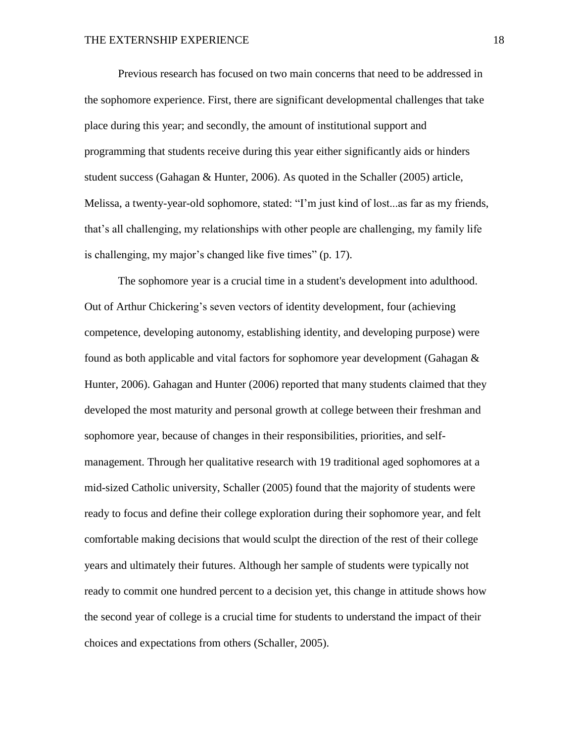Previous research has focused on two main concerns that need to be addressed in the sophomore experience. First, there are significant developmental challenges that take place during this year; and secondly, the amount of institutional support and programming that students receive during this year either significantly aids or hinders student success (Gahagan & Hunter, 2006). As quoted in the Schaller (2005) article, Melissa, a twenty-year-old sophomore, stated: "I'm just kind of lost...as far as my friends, that's all challenging, my relationships with other people are challenging, my family life is challenging, my major's changed like five times" (p. 17).

The sophomore year is a crucial time in a student's development into adulthood. Out of Arthur Chickering's seven vectors of identity development, four (achieving competence, developing autonomy, establishing identity, and developing purpose) were found as both applicable and vital factors for sophomore year development (Gahagan & Hunter, 2006). Gahagan and Hunter (2006) reported that many students claimed that they developed the most maturity and personal growth at college between their freshman and sophomore year, because of changes in their responsibilities, priorities, and self-management. Through her qualitative research with 19 traditional aged sophomores at a mid-sized Catholic university, Schaller (2005) found that the majority of students were ready to focus and define their college exploration during their sophomore year, and felt comfortable making decisions that would sculpt the direction of the rest of their college years and ultimately their futures. Although her sample of students were typically not ready to commit one hundred percent to a decision yet, this change in attitude shows how the second year of college is a crucial time for students to understand the impact of their choices and expectations from others (Schaller, 2005).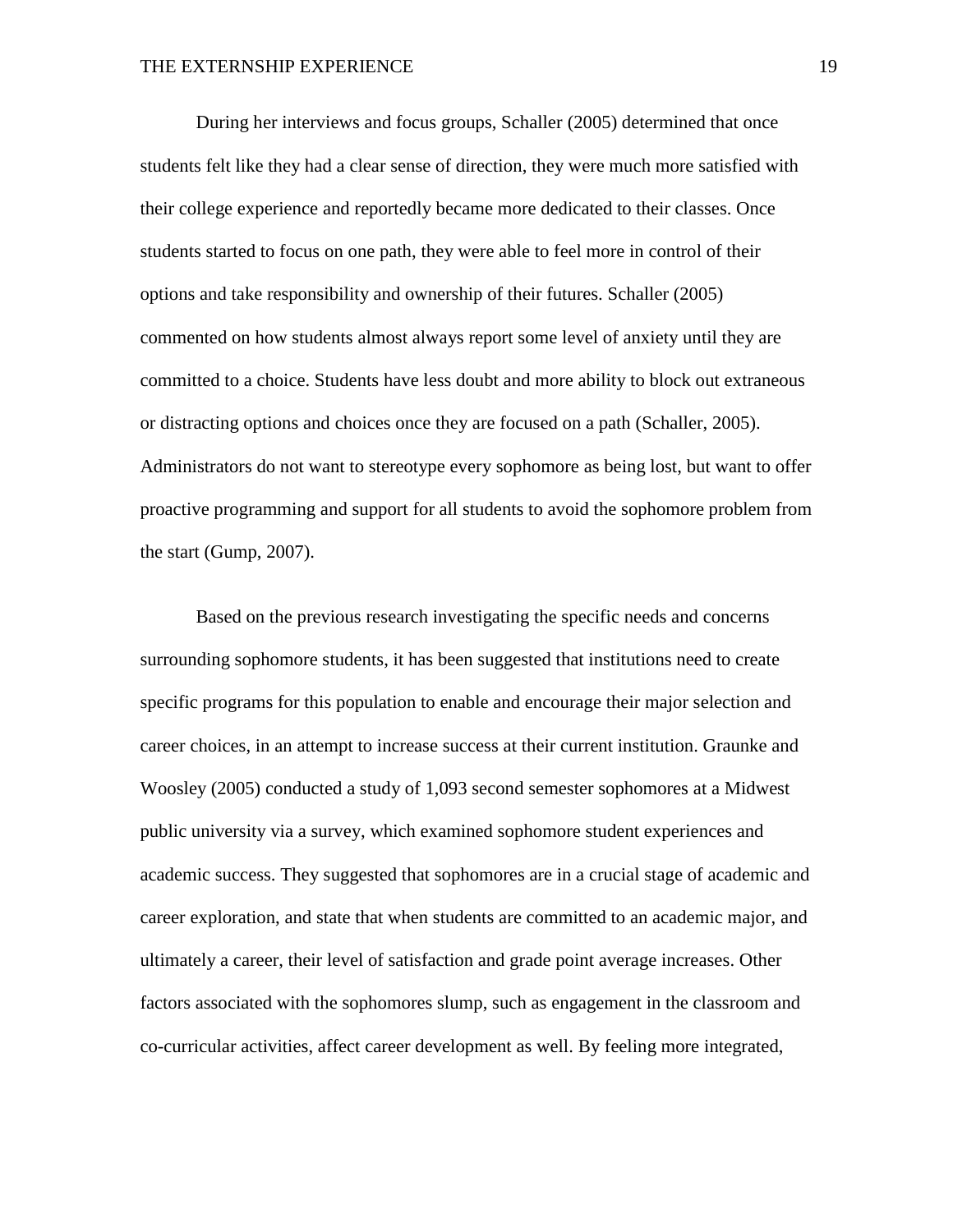During her interviews and focus groups, Schaller (2005) determined that once students felt like they had a clear sense of direction, they were much more satisfied with their college experience and reportedly became more dedicated to their classes. Once students started to focus on one path, they were able to feel more in control of their options and take responsibility and ownership of their futures. Schaller (2005) commented on how students almost always report some level of anxiety until they are committed to a choice. Students have less doubt and more ability to block out extraneous or distracting options and choices once they are focused on a path (Schaller, 2005). Administrators do not want to stereotype every sophomore as being lost, but want to offer proactive programming and support for all students to avoid the sophomore problem from the start (Gump, 2007).

Based on the previous research investigating the specific needs and concerns surrounding sophomore students, it has been suggested that institutions need to create specific programs for this population to enable and encourage their major selection and career choices, in an attempt to increase success at their current institution. Graunke and Woosley (2005) conducted a study of 1,093 second semester sophomores at a Midwest public university via a survey, which examined sophomore student experiences and academic success. They suggested that sophomores are in a crucial stage of academic and career exploration, and state that when students are committed to an academic major, and ultimately a career, their level of satisfaction and grade point average increases. Other factors associated with the sophomores slump, such as engagement in the classroom and co-curricular activities, affect career development as well. By feeling more integrated,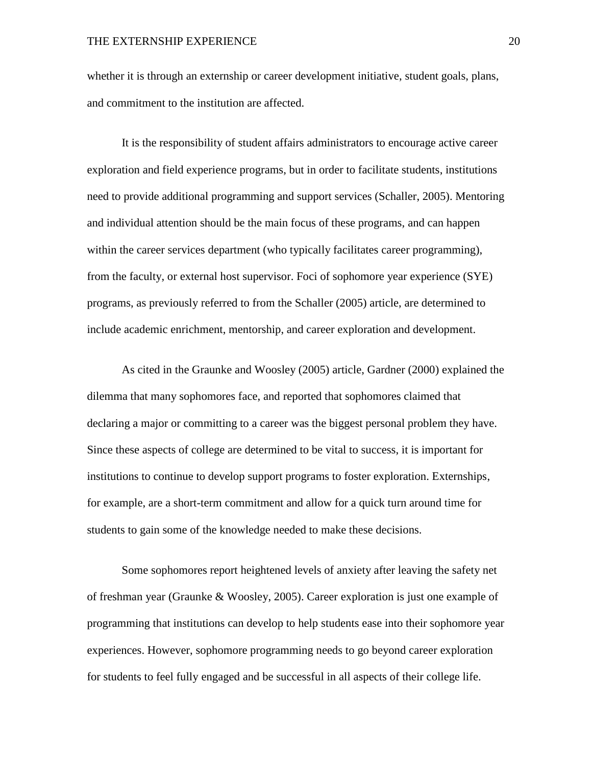whether it is through an externship or career development initiative, student goals, plans, and commitment to the institution are affected.

It is the responsibility of student affairs administrators to encourage active career exploration and field experience programs, but in order to facilitate students, institutions need to provide additional programming and support services (Schaller, 2005). Mentoring and individual attention should be the main focus of these programs, and can happen within the career services department (who typically facilitates career programming), from the faculty, or external host supervisor. Foci of sophomore year experience (SYE) programs, as previously referred to from the Schaller (2005) article, are determined to include academic enrichment, mentorship, and career exploration and development.

As cited in the Graunke and Woosley (2005) article, Gardner (2000) explained the dilemma that many sophomores face, and reported that sophomores claimed that declaring a major or committing to a career was the biggest personal problem they have. Since these aspects of college are determined to be vital to success, it is important for institutions to continue to develop support programs to foster exploration. Externships, for example, are a short-term commitment and allow for a quick turn around time for students to gain some of the knowledge needed to make these decisions.

Some sophomores report heightened levels of anxiety after leaving the safety net of freshman year (Graunke & Woosley, 2005). Career exploration is just one example of programming that institutions can develop to help students ease into their sophomore year experiences. However, sophomore programming needs to go beyond career exploration for students to feel fully engaged and be successful in all aspects of their college life.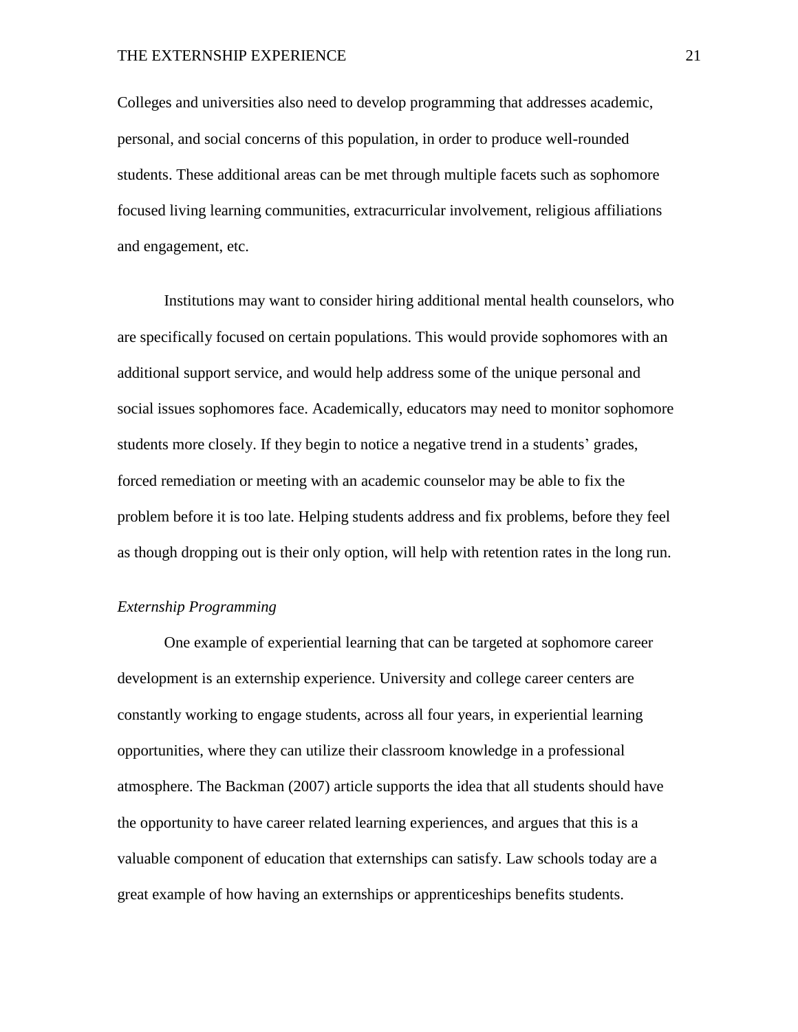Colleges and universities also need to develop programming that addresses academic, personal, and social concerns of this population, in order to produce well-rounded students. These additional areas can be met through multiple facets such as sophomore focused living learning communities, extracurricular involvement, religious affiliations and engagement, etc.

Institutions may want to consider hiring additional mental health counselors, who are specifically focused on certain populations. This would provide sophomores with an additional support service, and would help address some of the unique personal and social issues sophomores face. Academically, educators may need to monitor sophomore students more closely. If they begin to notice a negative trend in a students' grades, forced remediation or meeting with an academic counselor may be able to fix the problem before it is too late. Helping students address and fix problems, before they feel as though dropping out is their only option, will help with retention rates in the long run.

### *Externship Programming*

One example of experiential learning that can be targeted at sophomore career development is an externship experience. University and college career centers are constantly working to engage students, across all four years, in experiential learning opportunities, where they can utilize their classroom knowledge in a professional atmosphere. The Backman (2007) article supports the idea that all students should have the opportunity to have career related learning experiences, and argues that this is a valuable component of education that externships can satisfy. Law schools today are a great example of how having an externships or apprenticeships benefits students.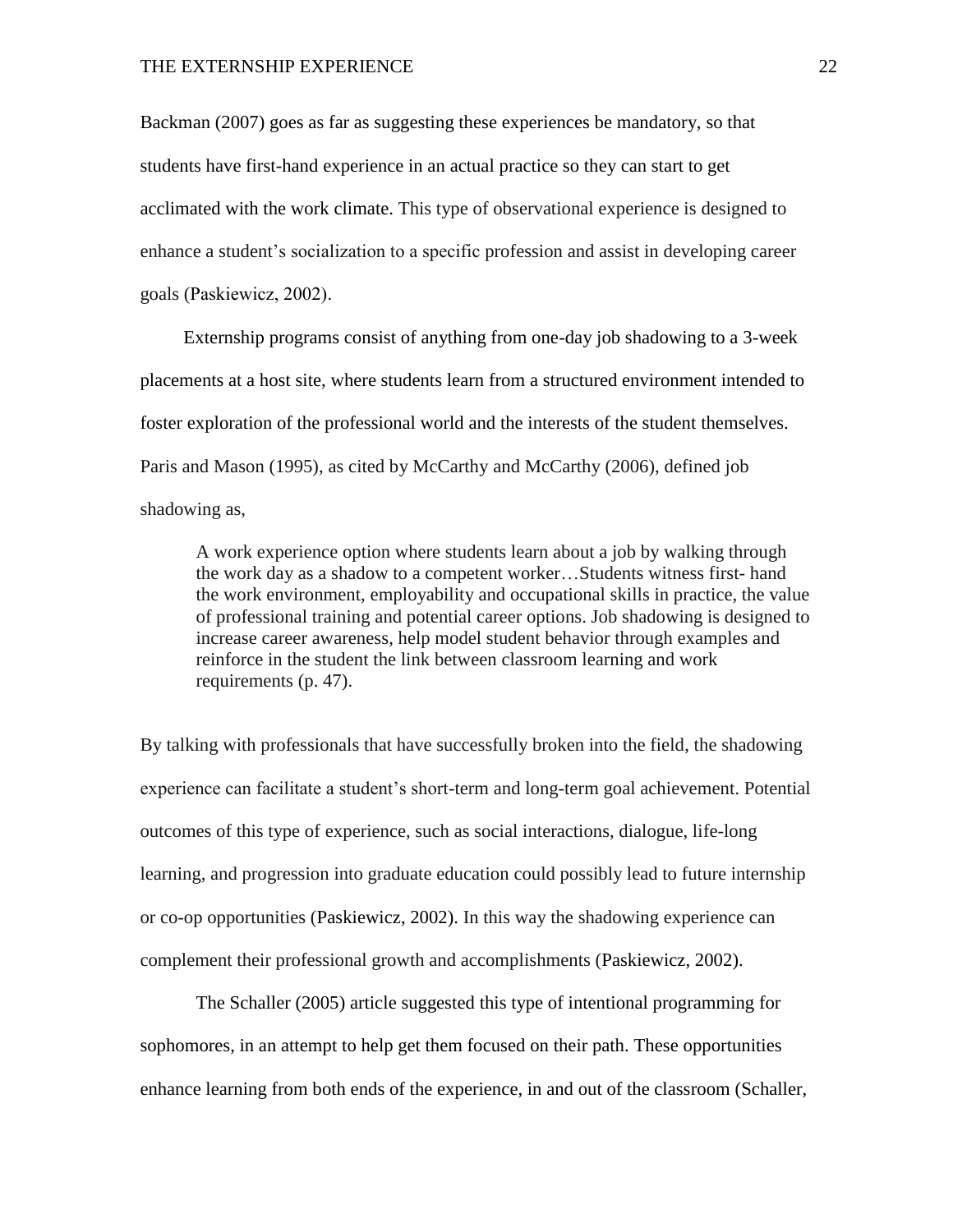Backman (2007) goes as far as suggesting these experiences be mandatory, so that students have first-hand experience in an actual practice so they can start to get acclimated with the work climate. This type of observational experience is designed to enhance a student's socialization to a specific profession and assist in developing career goals (Paskiewicz, 2002).

Externship programs consist of anything from one-day job shadowing to a 3-week placements at a host site, where students learn from a structured environment intended to foster exploration of the professional world and the interests of the student themselves. Paris and Mason (1995), as cited by McCarthy and McCarthy (2006), defined job shadowing as,

> A work experience option where students learn about a job by walking through the work day as a shadow to a competent worker…Students witness first- hand the work environment, employability and occupational skills in practice, the value of professional training and potential career options. Job shadowing is designed to increase career awareness, help model student behavior through examples and reinforce in the student the link between classroom learning and work requirements (p. 47).

By talking with professionals that have successfully broken into the field, the shadowing experience can facilitate a student's short-term and long-term goal achievement. Potential outcomes of this type of experience, such as social interactions, dialogue, life-long learning, and progression into graduate education could possibly lead to future internship or co-op opportunities (Paskiewicz, 2002). In this way the shadowing experience can complement their professional growth and accomplishments (Paskiewicz, 2002).

The Schaller (2005) article suggested this type of intentional programming for sophomores, in an attempt to help get them focused on their path. These opportunities enhance learning from both ends of the experience, in and out of the classroom (Schaller,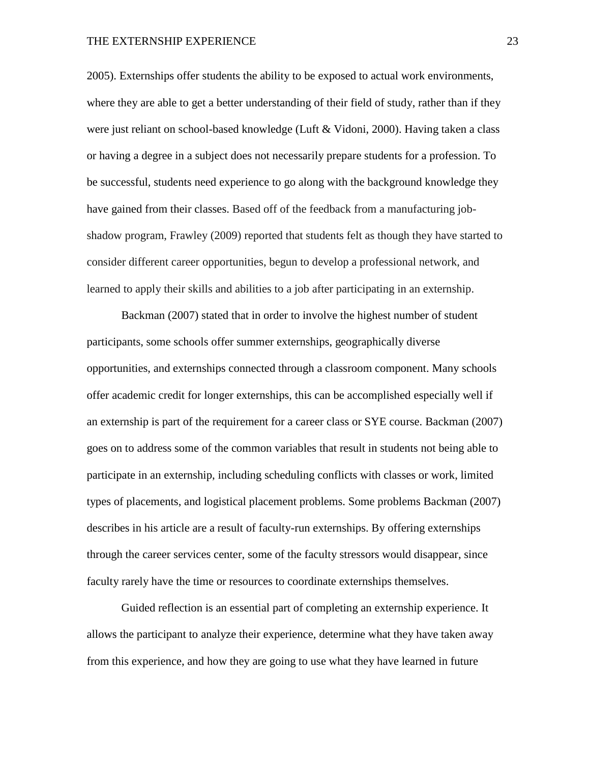2005). Externships offer students the ability to be exposed to actual work environments, where they are able to get a better understanding of their field of study, rather than if they were just reliant on school-based knowledge (Luft & Vidoni, 2000). Having taken a class or having a degree in a subject does not necessarily prepare students for a profession. To be successful, students need experience to go along with the background knowledge they have gained from their classes. Based off of the feedback from a manufacturing job-shadow program, Frawley (2009) reported that students felt as though they have started to consider different career opportunities, begun to develop a professional network, and learned to apply their skills and abilities to a job after participating in an externship.

Backman (2007) stated that in order to involve the highest number of student participants, some schools offer summer externships, geographically diverse opportunities, and externships connected through a classroom component. Many schools offer academic credit for longer externships, this can be accomplished especially well if an externship is part of the requirement for a career class or SYE course. Backman (2007) goes on to address some of the common variables that result in students not being able to participate in an externship, including scheduling conflicts with classes or work, limited types of placements, and logistical placement problems. Some problems Backman (2007) describes in his article are a result of faculty-run externships. By offering externships through the career services center, some of the faculty stressors would disappear, since faculty rarely have the time or resources to coordinate externships themselves.

Guided reflection is an essential part of completing an externship experience. It allows the participant to analyze their experience, determine what they have taken away from this experience, and how they are going to use what they have learned in future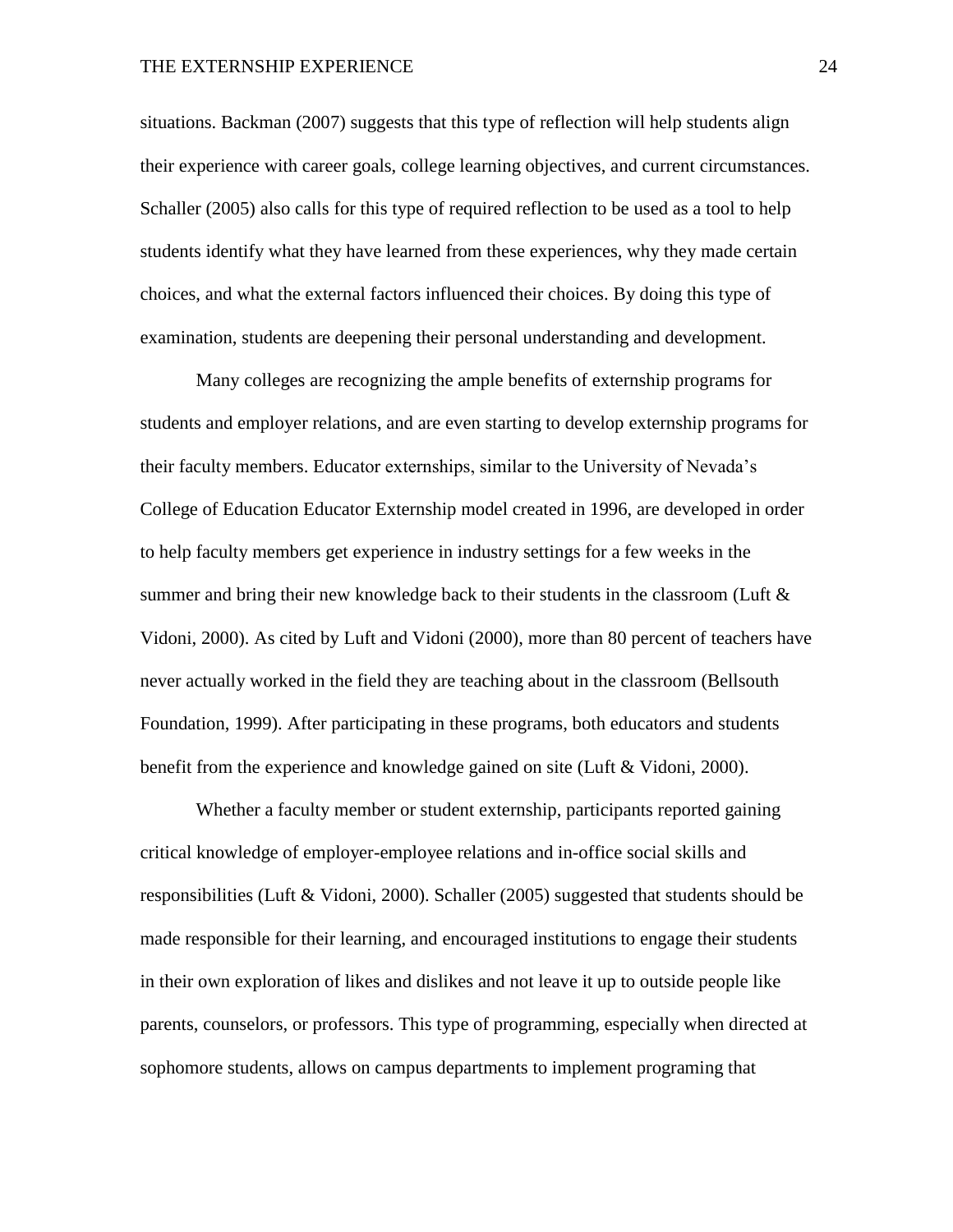situations. Backman (2007) suggests that this type of reflection will help students align their experience with career goals, college learning objectives, and current circumstances. Schaller (2005) also calls for this type of required reflection to be used as a tool to help students identify what they have learned from these experiences, why they made certain choices, and what the external factors influenced their choices. By doing this type of examination, students are deepening their personal understanding and development.

Many colleges are recognizing the ample benefits of externship programs for students and employer relations, and are even starting to develop externship programs for their faculty members. Educator externships, similar to the University of Nevada's College of Education Educator Externship model created in 1996, are developed in order to help faculty members get experience in industry settings for a few weeks in the summer and bring their new knowledge back to their students in the classroom (Luft & Vidoni, 2000). As cited by Luft and Vidoni (2000), more than 80 percent of teachers have never actually worked in the field they are teaching about in the classroom (Bellsouth Foundation, 1999). After participating in these programs, both educators and students benefit from the experience and knowledge gained on site (Luft & Vidoni, 2000).

Whether a faculty member or student externship, participants reported gaining critical knowledge of employer-employee relations and in-office social skills and responsibilities (Luft & Vidoni, 2000). Schaller (2005) suggested that students should be made responsible for their learning, and encouraged institutions to engage their students in their own exploration of likes and dislikes and not leave it up to outside people like parents, counselors, or professors. This type of programming, especially when directed at sophomore students, allows on campus departments to implement programing that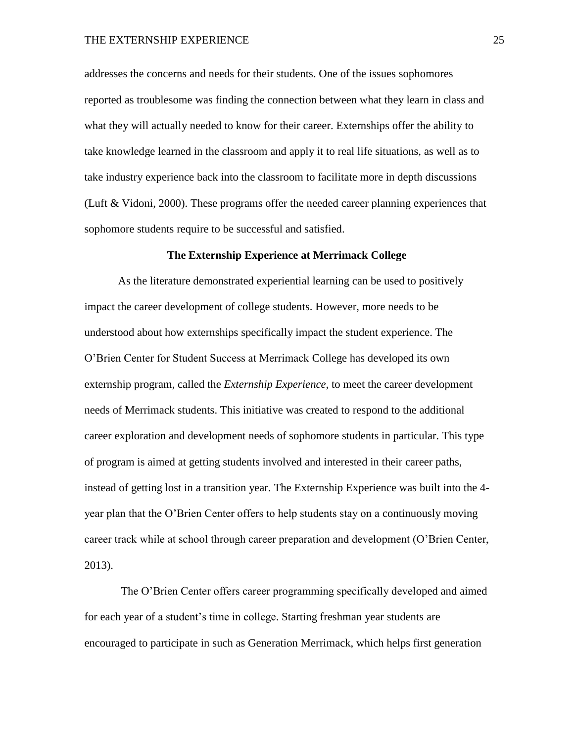addresses the concerns and needs for their students. One of the issues sophomores reported as troublesome was finding the connection between what they learn in class and what they will actually needed to know for their career. Externships offer the ability to take knowledge learned in the classroom and apply it to real life situations, as well as to take industry experience back into the classroom to facilitate more in depth discussions (Luft & Vidoni, 2000). These programs offer the needed career planning experiences that sophomore students require to be successful and satisfied.

## The Externship Experience at Merrimack College

As the literature demonstrated experiential learning can be used to positively impact the career development of college students. However, more needs to be understood about how externships specifically impact the student experience. The O'Brien Center for Student Success at Merrimack College has developed its own externship program, called the *Externship Experience,* to meet the career development needs of Merrimack students. This initiative was created to respond to the additional career exploration and development needs of sophomore students in particular. This type of program is aimed at getting students involved and interested in their career paths, instead of getting lost in a transition year. The Externship Experience was built into the 4-year plan that the O'Brien Center offers to help students stay on a continuously moving career track while at school through career preparation and development (O'Brien Center, 2013).

The O'Brien Center offers career programming specifically developed and aimed for each year of a student's time in college. Starting freshman year students are encouraged to participate in such as Generation Merrimack, which helps first generation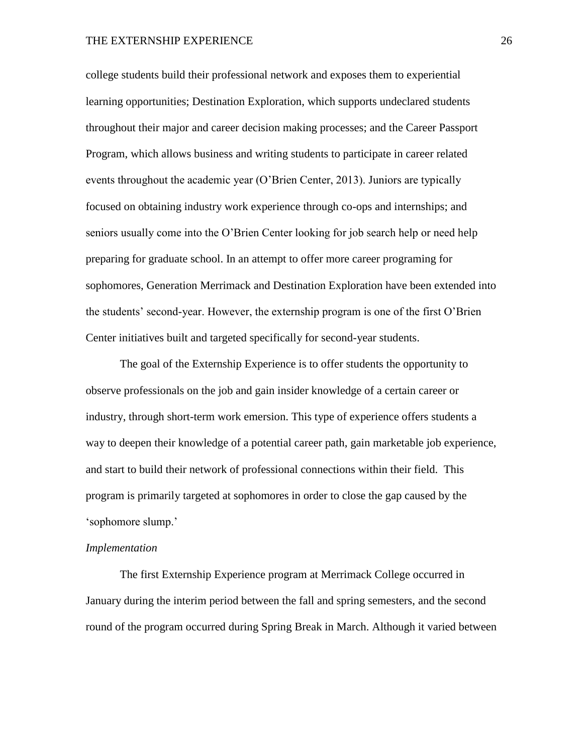college students build their professional network and exposes them to experiential learning opportunities; Destination Exploration, which supports undeclared students throughout their major and career decision making processes; and the Career Passport Program, which allows business and writing students to participate in career related events throughout the academic year (O'Brien Center, 2013). Juniors are typically focused on obtaining industry work experience through co-ops and internships; and seniors usually come into the O'Brien Center looking for job search help or need help preparing for graduate school. In an attempt to offer more career programing for sophomores, Generation Merrimack and Destination Exploration have been extended into the students' second-year. However, the externship program is one of the first O'Brien Center initiatives built and targeted specifically for second-year students.

The goal of the Externship Experience is to offer students the opportunity to observe professionals on the job and gain insider knowledge of a certain career or industry, through short-term work emersion. This type of experience offers students a way to deepen their knowledge of a potential career path, gain marketable job experience, and start to build their network of professional connections within their field. This program is primarily targeted at sophomores in order to close the gap caused by the 'sophomore slump.'

*Implementation*

The first Externship Experience program at Merrimack College occurred in January during the interim period between the fall and spring semesters, and the second round of the program occurred during Spring Break in March. Although it varied between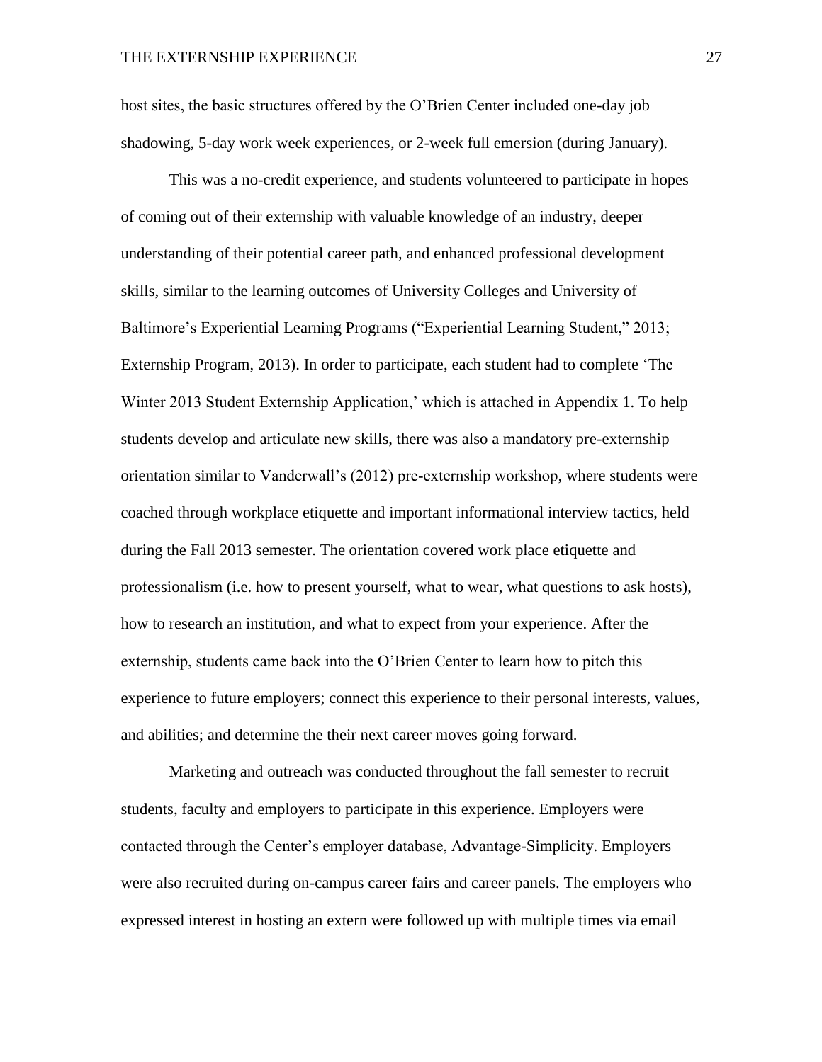host sites, the basic structures offered by the O'Brien Center included one-day job shadowing, 5-day work week experiences, or 2-week full emersion (during January).

This was a no-credit experience, and students volunteered to participate in hopes of coming out of their externship with valuable knowledge of an industry, deeper understanding of their potential career path, and enhanced professional development skills, similar to the learning outcomes of University Colleges and University of Baltimore's Experiential Learning Programs ("Experiential Learning Student," 2013; Externship Program, 2013). In order to participate, each student had to complete 'The Winter 2013 Student Externship Application,' which is attached in Appendix 1. To help students develop and articulate new skills, there was also a mandatory pre-externship orientation similar to Vanderwall's (2012) pre-externship workshop, where students were coached through workplace etiquette and important informational interview tactics, held during the Fall 2013 semester. The orientation covered work place etiquette and professionalism (i.e. how to present yourself, what to wear, what questions to ask hosts), how to research an institution, and what to expect from your experience. After the externship, students came back into the O'Brien Center to learn how to pitch this experience to future employers; connect this experience to their personal interests, values, and abilities; and determine the their next career moves going forward.

Marketing and outreach was conducted throughout the fall semester to recruit students, faculty and employers to participate in this experience. Employers were contacted through the Center's employer database, Advantage-Simplicity. Employers were also recruited during on-campus career fairs and career panels. The employers who expressed interest in hosting an extern were followed up with multiple times via email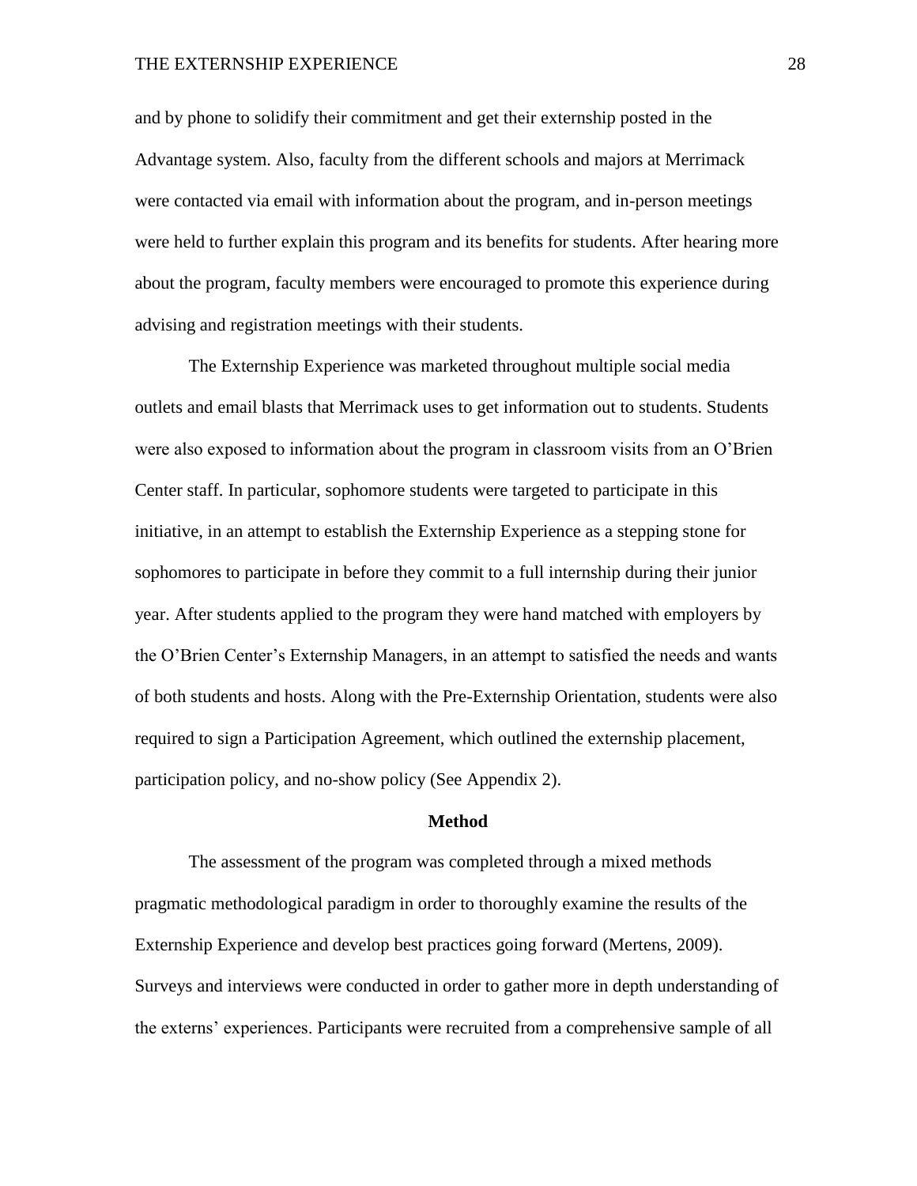and by phone to solidify their commitment and get their externship posted in the Advantage system. Also, faculty from the different schools and majors at Merrimack were contacted via email with information about the program, and in-person meetings were held to further explain this program and its benefits for students. After hearing more about the program, faculty members were encouraged to promote this experience during advising and registration meetings with their students.

The Externship Experience was marketed throughout multiple social media outlets and email blasts that Merrimack uses to get information out to students. Students were also exposed to information about the program in classroom visits from an O'Brien Center staff. In particular, sophomore students were targeted to participate in this initiative, in an attempt to establish the Externship Experience as a stepping stone for sophomores to participate in before they commit to a full internship during their junior year. After students applied to the program they were hand matched with employers by the O'Brien Center's Externship Managers, in an attempt to satisfied the needs and wants of both students and hosts. Along with the Pre-Externship Orientation, students were also required to sign a Participation Agreement, which outlined the externship placement, participation policy, and no-show policy (See Appendix 2).

## Method

The assessment of the program was completed through a mixed methods pragmatic methodological paradigm in order to thoroughly examine the results of the Externship Experience and develop best practices going forward (Mertens, 2009). Surveys and interviews were conducted in order to gather more in depth understanding of the externs' experiences. Participants were recruited from a comprehensive sample of all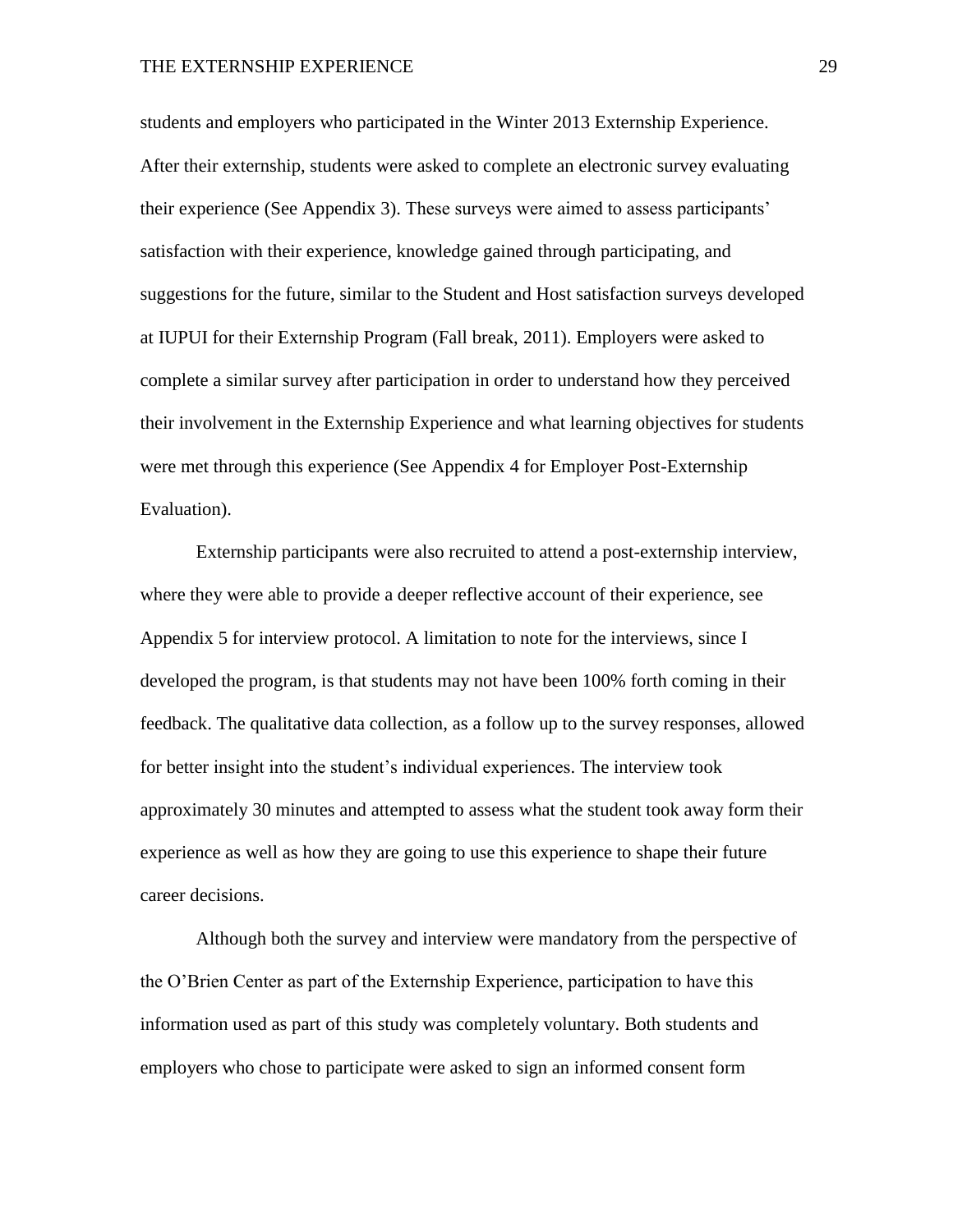students and employers who participated in the Winter 2013 Externship Experience. After their externship, students were asked to complete an electronic survey evaluating their experience (See Appendix 3). These surveys were aimed to assess participants' satisfaction with their experience, knowledge gained through participating, and suggestions for the future, similar to the Student and Host satisfaction surveys developed at IUPUI for their Externship Program (Fall break, 2011). Employers were asked to complete a similar survey after participation in order to understand how they perceived their involvement in the Externship Experience and what learning objectives for students were met through this experience (See Appendix 4 for Employer Post-Externship Evaluation).

Externship participants were also recruited to attend a post-externship interview, where they were able to provide a deeper reflective account of their experience, see Appendix 5 for interview protocol. A limitation to note for the interviews, since I developed the program, is that students may not have been 100% forth coming in their feedback. The qualitative data collection, as a follow up to the survey responses, allowed for better insight into the student's individual experiences. The interview took approximately 30 minutes and attempted to assess what the student took away form their experience as well as how they are going to use this experience to shape their future career decisions.

Although both the survey and interview were mandatory from the perspective of the O'Brien Center as part of the Externship Experience, participation to have this information used as part of this study was completely voluntary. Both students and employers who chose to participate were asked to sign an informed consent form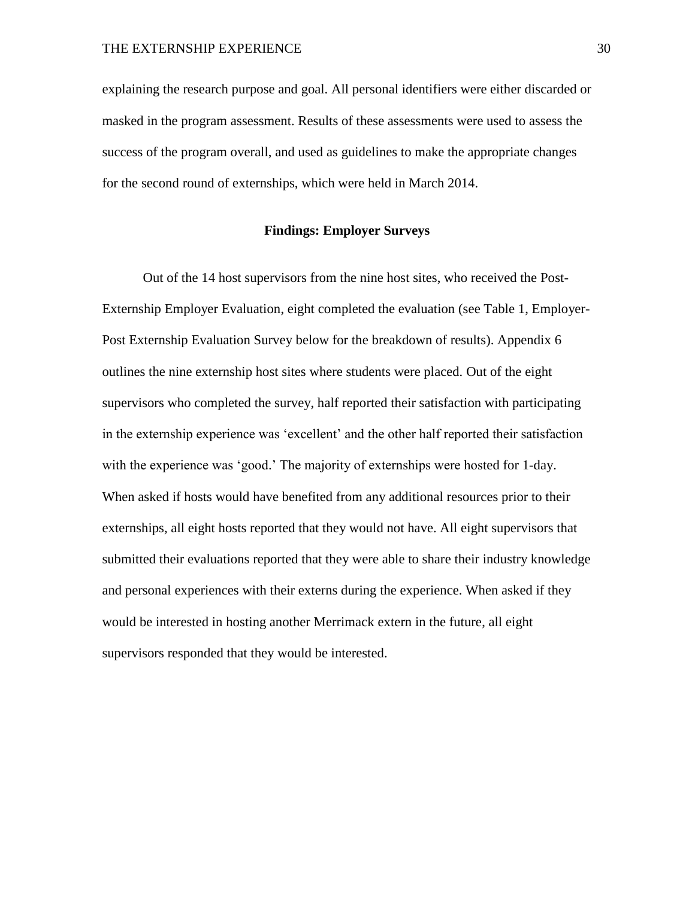explaining the research purpose and goal. All personal identifiers were either discarded or masked in the program assessment. Results of these assessments were used to assess the success of the program overall, and used as guidelines to make the appropriate changes for the second round of externships, which were held in March 2014.

## Findings: Employer Surveys

Out of the 14 host supervisors from the nine host sites, who received the Post-Externship Employer Evaluation, eight completed the evaluation (see Table 1, Employer-Post Externship Evaluation Survey below for the breakdown of results). Appendix 6 outlines the nine externship host sites where students were placed. Out of the eight supervisors who completed the survey, half reported their satisfaction with participating in the externship experience was 'excellent' and the other half reported their satisfaction with the experience was 'good.' The majority of externships were hosted for 1-day. When asked if hosts would have benefited from any additional resources prior to their externships, all eight hosts reported that they would not have. All eight supervisors that submitted their evaluations reported that they were able to share their industry knowledge and personal experiences with their externs during the experience. When asked if they would be interested in hosting another Merrimack extern in the future, all eight supervisors responded that they would be interested.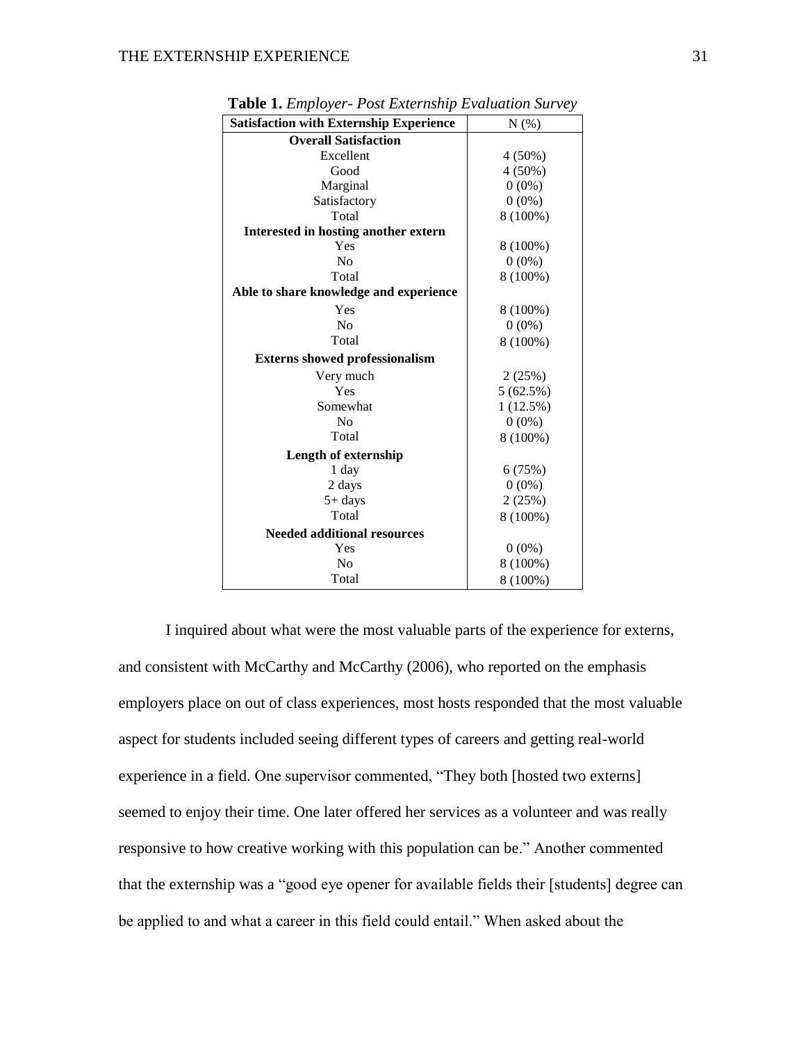**Table 1.** *Employer- Post Externship Evaluation Survey*

| Satisfaction with Externship Experience | N (%) |
|---|---|
| **Overall Satisfaction** | |
| Excellent | 4 (50%) |
| Good | 4 (50%) |
| Marginal | 0 (0%) |
| Satisfactory | 0 (0%) |
| Total | 8 (100%) |
| **Interested in hosting another extern** | |
| Yes | 8 (100%) |
| No | 0 (0%) |
| Total | 8 (100%) |
| **Able to share knowledge and experience** | |
| Yes | 8 (100%) |
| No | 0 (0%) |
| Total | 8 (100%) |
| **Externs showed professionalism** | |
| Very much | 2 (25%) |
| Yes | 5 (62.5%) |
| Somewhat | 1 (12.5%) |
| No | 0 (0%) |
| Total | 8 (100%) |
| **Length of externship** | |
| 1 day | 6 (75%) |
| 2 days | 0 (0%) |
| 5+ days | 2 (25%) |
| Total | 8 (100%) |
| **Needed additional resources** | |
| Yes | 0 (0%) |
| No | 8 (100%) |
| Total | 8 (100%) |

I inquired about what were the most valuable parts of the experience for externs, and consistent with McCarthy and McCarthy (2006), who reported on the emphasis employers place on out of class experiences, most hosts responded that the most valuable aspect for students included seeing different types of careers and getting real-world experience in a field. One supervisor commented, "They both [hosted two externs] seemed to enjoy their time. One later offered her services as a volunteer and was really responsive to how creative working with this population can be." Another commented that the externship was a "good eye opener for available fields their [students] degree can be applied to and what a career in this field could entail." When asked about the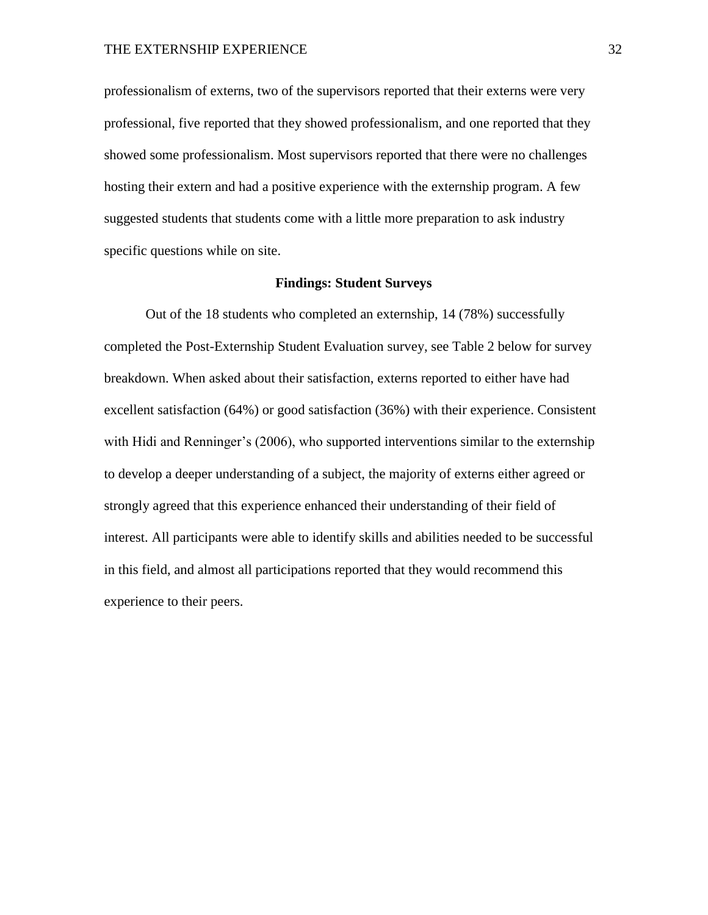professionalism of externs, two of the supervisors reported that their externs were very professional, five reported that they showed professionalism, and one reported that they showed some professionalism. Most supervisors reported that there were no challenges hosting their extern and had a positive experience with the externship program. A few suggested students that students come with a little more preparation to ask industry specific questions while on site.

## Findings: Student Surveys

Out of the 18 students who completed an externship, 14 (78%) successfully completed the Post-Externship Student Evaluation survey, see Table 2 below for survey breakdown. When asked about their satisfaction, externs reported to either have had excellent satisfaction (64%) or good satisfaction (36%) with their experience. Consistent with Hidi and Renninger's (2006), who supported interventions similar to the externship to develop a deeper understanding of a subject, the majority of externs either agreed or strongly agreed that this experience enhanced their understanding of their field of interest. All participants were able to identify skills and abilities needed to be successful in this field, and almost all participations reported that they would recommend this experience to their peers.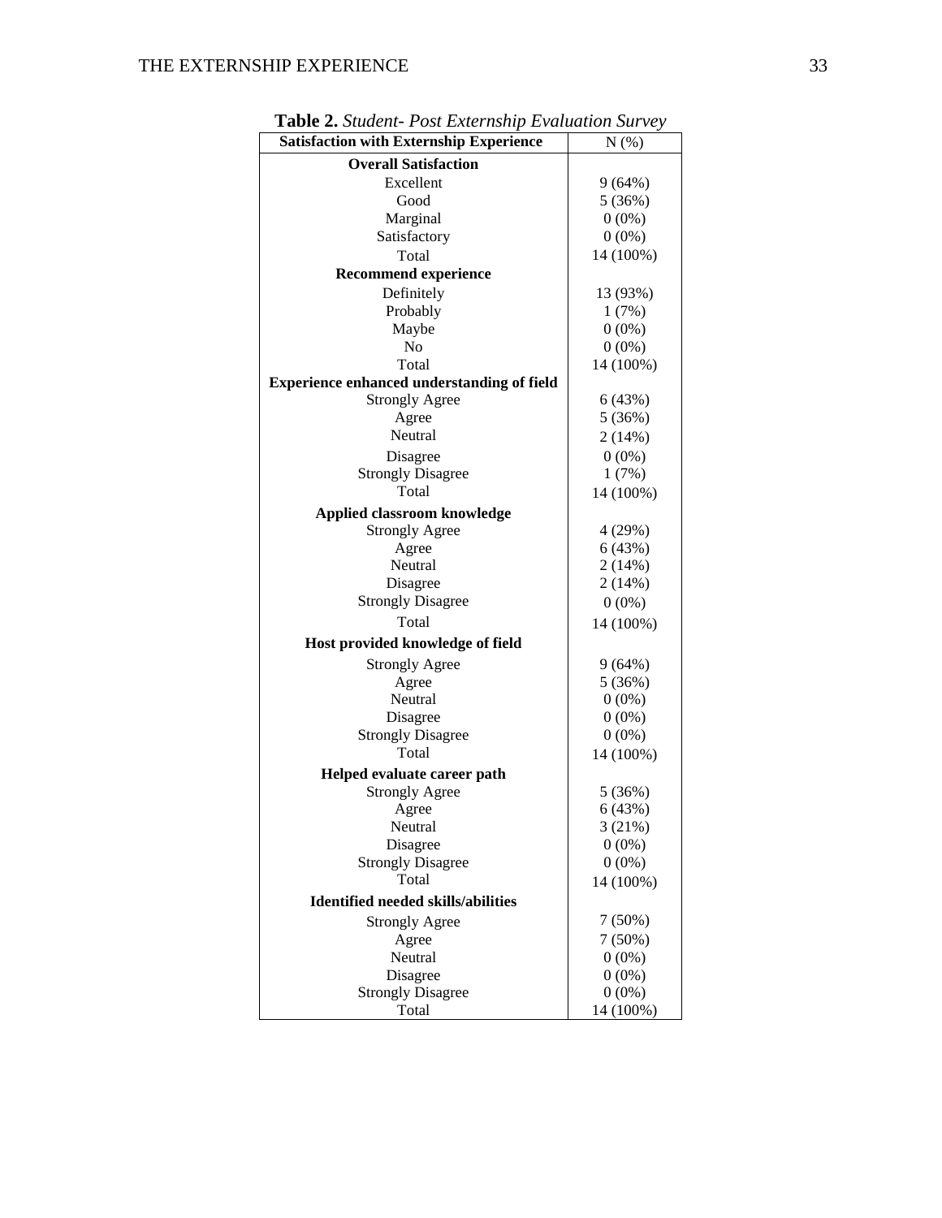**Table 2.** *Student- Post Externship Evaluation Survey*

| Satisfaction with Externship Experience | N (%) |
|---|---|
| **Overall Satisfaction** | |
| Excellent | 9 (64%) |
| Good | 5 (36%) |
| Marginal | 0 (0%) |
| Satisfactory | 0 (0%) |
| Total | 14 (100%) |
| **Recommend experience** | |
| Definitely | 13 (93%) |
| Probably | 1 (7%) |
| Maybe | 0 (0%) |
| No | 0 (0%) |
| Total | 14 (100%) |
| **Experience enhanced understanding of field** | |
| Strongly Agree | 6 (43%) |
| Agree | 5 (36%) |
| Neutral | 2 (14%) |
| Disagree | 0 (0%) |
| Strongly Disagree | 1 (7%) |
| Total | 14 (100%) |
| **Applied classroom knowledge** | |
| Strongly Agree | 4 (29%) |
| Agree | 6 (43%) |
| Neutral | 2 (14%) |
| Disagree | 2 (14%) |
| Strongly Disagree | 0 (0%) |
| Total | 14 (100%) |
| **Host provided knowledge of field** | |
| Strongly Agree | 9 (64%) |
| Agree | 5 (36%) |
| Neutral | 0 (0%) |
| Disagree | 0 (0%) |
| Strongly Disagree | 0 (0%) |
| Total | 14 (100%) |
| **Helped evaluate career path** | |
| Strongly Agree | 5 (36%) |
| Agree | 6 (43%) |
| Neutral | 3 (21%) |
| Disagree | 0 (0%) |
| Strongly Disagree | 0 (0%) |
| Total | 14 (100%) |
| **Identified needed skills/abilities** | |
| Strongly Agree | 7 (50%) |
| Agree | 7 (50%) |
| Neutral | 0 (0%) |
| Disagree | 0 (0%) |
| Strongly Disagree | 0 (0%) |
| Total | 14 (100%) |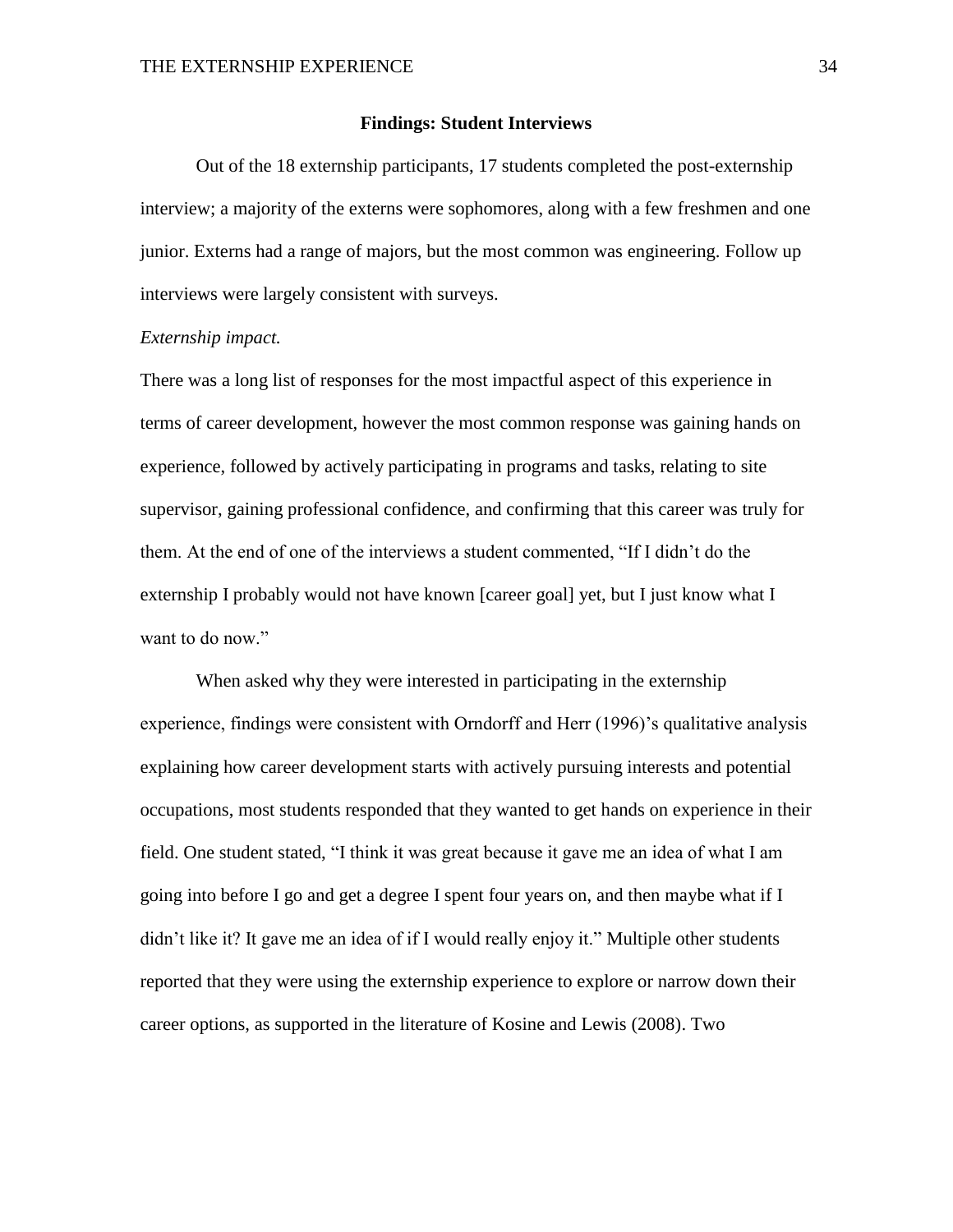## Findings: Student Interviews

Out of the 18 externship participants, 17 students completed the post-externship interview; a majority of the externs were sophomores, along with a few freshmen and one junior. Externs had a range of majors, but the most common was engineering. Follow up interviews were largely consistent with surveys.

*Externship impact.*

There was a long list of responses for the most impactful aspect of this experience in terms of career development, however the most common response was gaining hands on experience, followed by actively participating in programs and tasks, relating to site supervisor, gaining professional confidence, and confirming that this career was truly for them. At the end of one of the interviews a student commented, "If I didn't do the externship I probably would not have known [career goal] yet, but I just know what I want to do now."

When asked why they were interested in participating in the externship experience, findings were consistent with Orndorff and Herr (1996)'s qualitative analysis explaining how career development starts with actively pursuing interests and potential occupations, most students responded that they wanted to get hands on experience in their field. One student stated, "I think it was great because it gave me an idea of what I am going into before I go and get a degree I spent four years on, and then maybe what if I didn't like it? It gave me an idea of if I would really enjoy it." Multiple other students reported that they were using the externship experience to explore or narrow down their career options, as supported in the literature of Kosine and Lewis (2008). Two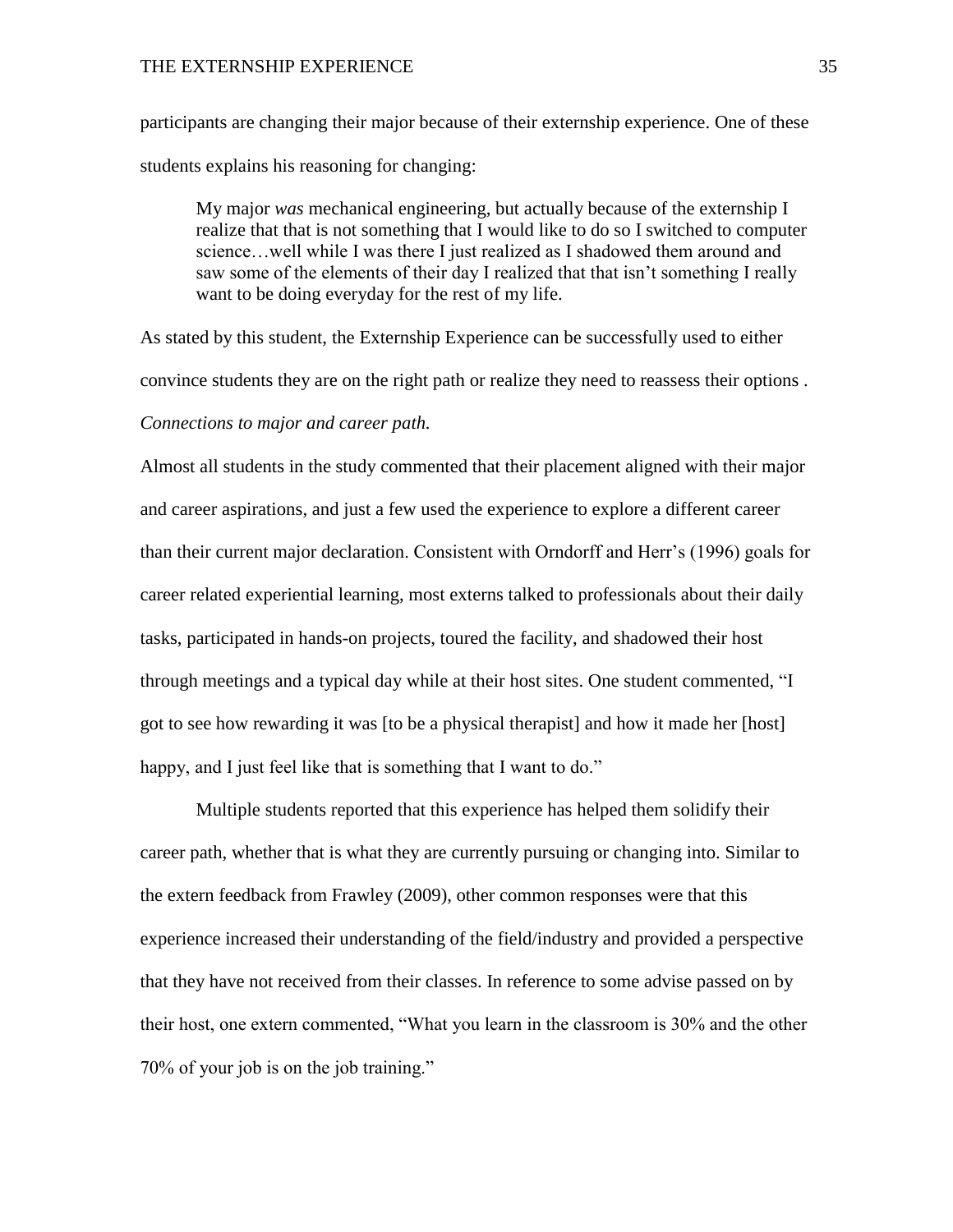participants are changing their major because of their externship experience. One of these students explains his reasoning for changing:

> My major *was* mechanical engineering, but actually because of the externship I realize that that is not something that I would like to do so I switched to computer science…well while I was there I just realized as I shadowed them around and saw some of the elements of their day I realized that that isn't something I really want to be doing everyday for the rest of my life.

As stated by this student, the Externship Experience can be successfully used to either convince students they are on the right path or realize they need to reassess their options .

*Connections to major and career path.*

Almost all students in the study commented that their placement aligned with their major and career aspirations, and just a few used the experience to explore a different career than their current major declaration. Consistent with Orndorff and Herr's (1996) goals for career related experiential learning, most externs talked to professionals about their daily tasks, participated in hands-on projects, toured the facility, and shadowed their host through meetings and a typical day while at their host sites. One student commented, "I got to see how rewarding it was [to be a physical therapist] and how it made her [host] happy, and I just feel like that is something that I want to do."

Multiple students reported that this experience has helped them solidify their career path, whether that is what they are currently pursuing or changing into. Similar to the extern feedback from Frawley (2009), other common responses were that this experience increased their understanding of the field/industry and provided a perspective that they have not received from their classes. In reference to some advise passed on by their host, one extern commented, "What you learn in the classroom is 30% and the other 70% of your job is on the job training."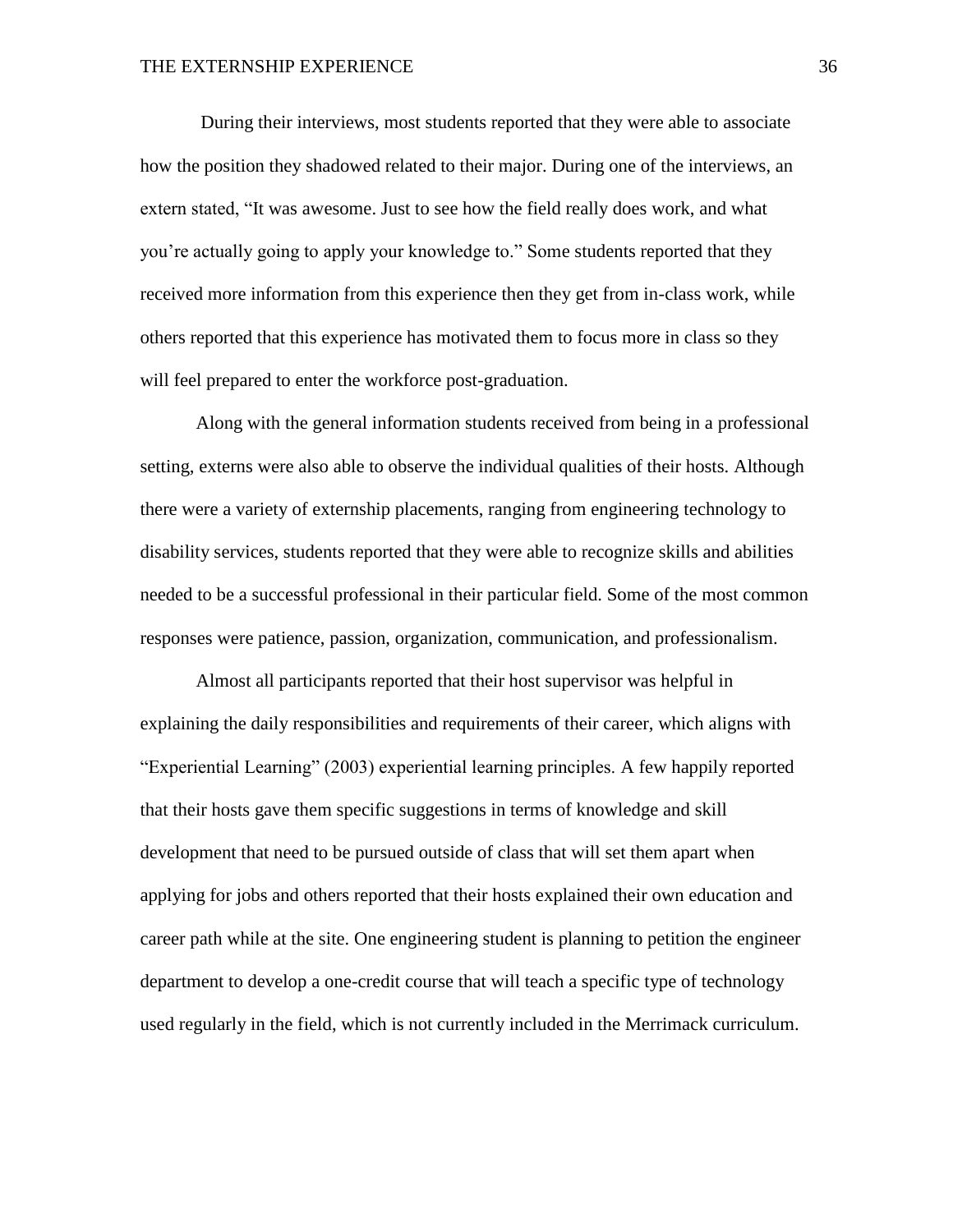During their interviews, most students reported that they were able to associate how the position they shadowed related to their major. During one of the interviews, an extern stated, "It was awesome. Just to see how the field really does work, and what you're actually going to apply your knowledge to." Some students reported that they received more information from this experience then they get from in-class work, while others reported that this experience has motivated them to focus more in class so they will feel prepared to enter the workforce post-graduation.

Along with the general information students received from being in a professional setting, externs were also able to observe the individual qualities of their hosts. Although there were a variety of externship placements, ranging from engineering technology to disability services, students reported that they were able to recognize skills and abilities needed to be a successful professional in their particular field. Some of the most common responses were patience, passion, organization, communication, and professionalism.

Almost all participants reported that their host supervisor was helpful in explaining the daily responsibilities and requirements of their career, which aligns with "Experiential Learning" (2003) experiential learning principles. A few happily reported that their hosts gave them specific suggestions in terms of knowledge and skill development that need to be pursued outside of class that will set them apart when applying for jobs and others reported that their hosts explained their own education and career path while at the site. One engineering student is planning to petition the engineer department to develop a one-credit course that will teach a specific type of technology used regularly in the field, which is not currently included in the Merrimack curriculum.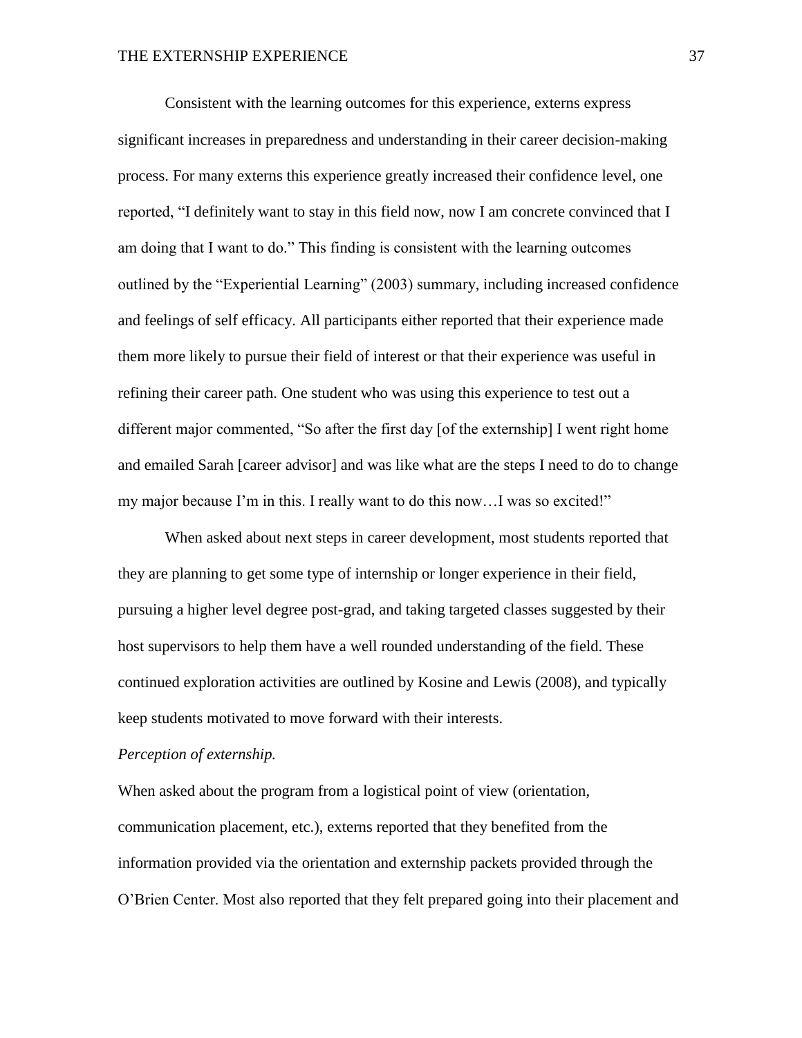Consistent with the learning outcomes for this experience, externs express significant increases in preparedness and understanding in their career decision-making process. For many externs this experience greatly increased their confidence level, one reported, “I definitely want to stay in this field now, now I am concrete convinced that I am doing that I want to do.” This finding is consistent with the learning outcomes outlined by the “Experiential Learning” (2003) summary, including increased confidence and feelings of self efficacy. All participants either reported that their experience made them more likely to pursue their field of interest or that their experience was useful in refining their career path. One student who was using this experience to test out a different major commented, “So after the first day [of the externship] I went right home and emailed Sarah [career advisor] and was like what are the steps I need to do to change my major because I’m in this. I really want to do this now…I was so excited!”

When asked about next steps in career development, most students reported that they are planning to get some type of internship or longer experience in their field, pursuing a higher level degree post-grad, and taking targeted classes suggested by their host supervisors to help them have a well rounded understanding of the field. These continued exploration activities are outlined by Kosine and Lewis (2008), and typically keep students motivated to move forward with their interests.

*Perception of externship.*

When asked about the program from a logistical point of view (orientation, communication placement, etc.), externs reported that they benefited from the information provided via the orientation and externship packets provided through the O’Brien Center. Most also reported that they felt prepared going into their placement and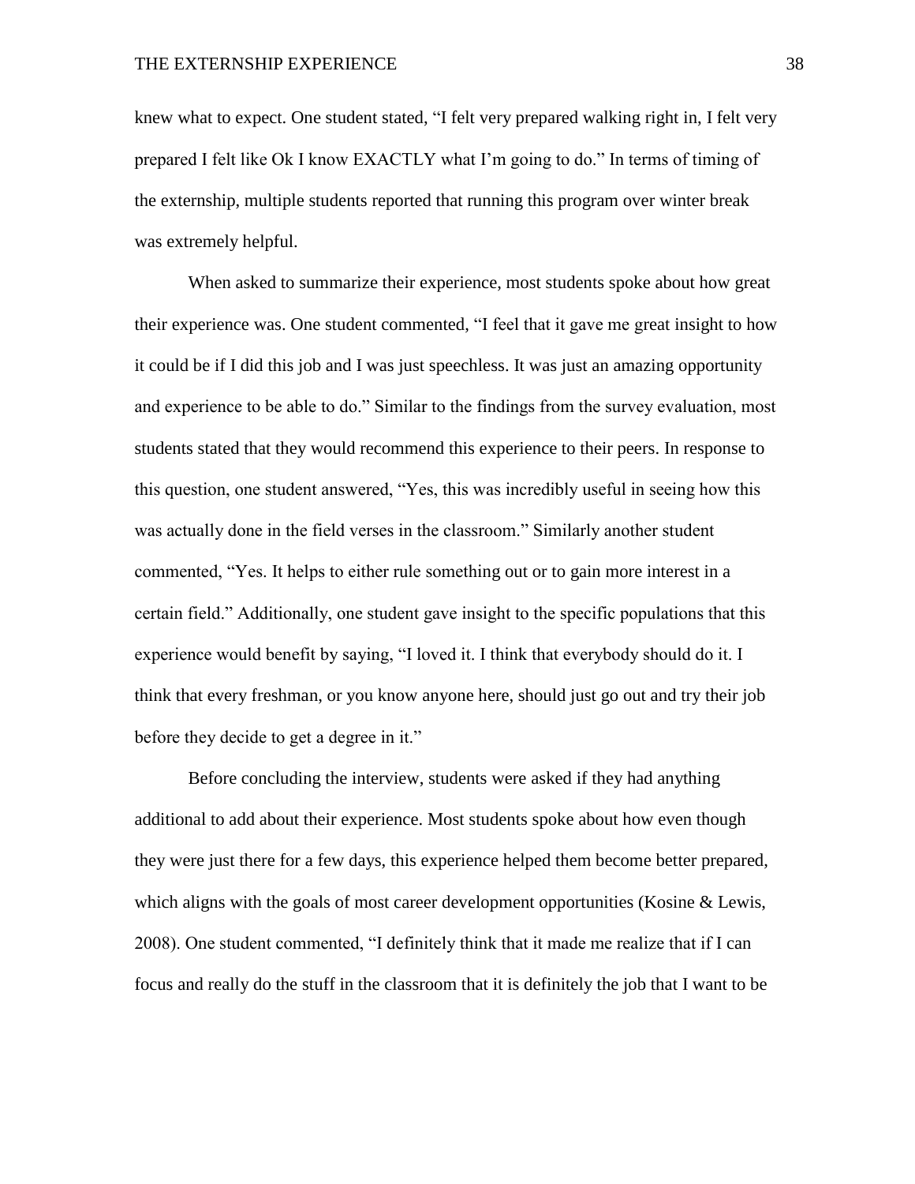knew what to expect. One student stated, "I felt very prepared walking right in, I felt very prepared I felt like Ok I know EXACTLY what I'm going to do." In terms of timing of the externship, multiple students reported that running this program over winter break was extremely helpful.

When asked to summarize their experience, most students spoke about how great their experience was. One student commented, "I feel that it gave me great insight to how it could be if I did this job and I was just speechless. It was just an amazing opportunity and experience to be able to do." Similar to the findings from the survey evaluation, most students stated that they would recommend this experience to their peers. In response to this question, one student answered, "Yes, this was incredibly useful in seeing how this was actually done in the field verses in the classroom." Similarly another student commented, "Yes. It helps to either rule something out or to gain more interest in a certain field." Additionally, one student gave insight to the specific populations that this experience would benefit by saying, "I loved it. I think that everybody should do it. I think that every freshman, or you know anyone here, should just go out and try their job before they decide to get a degree in it."

Before concluding the interview, students were asked if they had anything additional to add about their experience. Most students spoke about how even though they were just there for a few days, this experience helped them become better prepared, which aligns with the goals of most career development opportunities (Kosine & Lewis, 2008). One student commented, "I definitely think that it made me realize that if I can focus and really do the stuff in the classroom that it is definitely the job that I want to be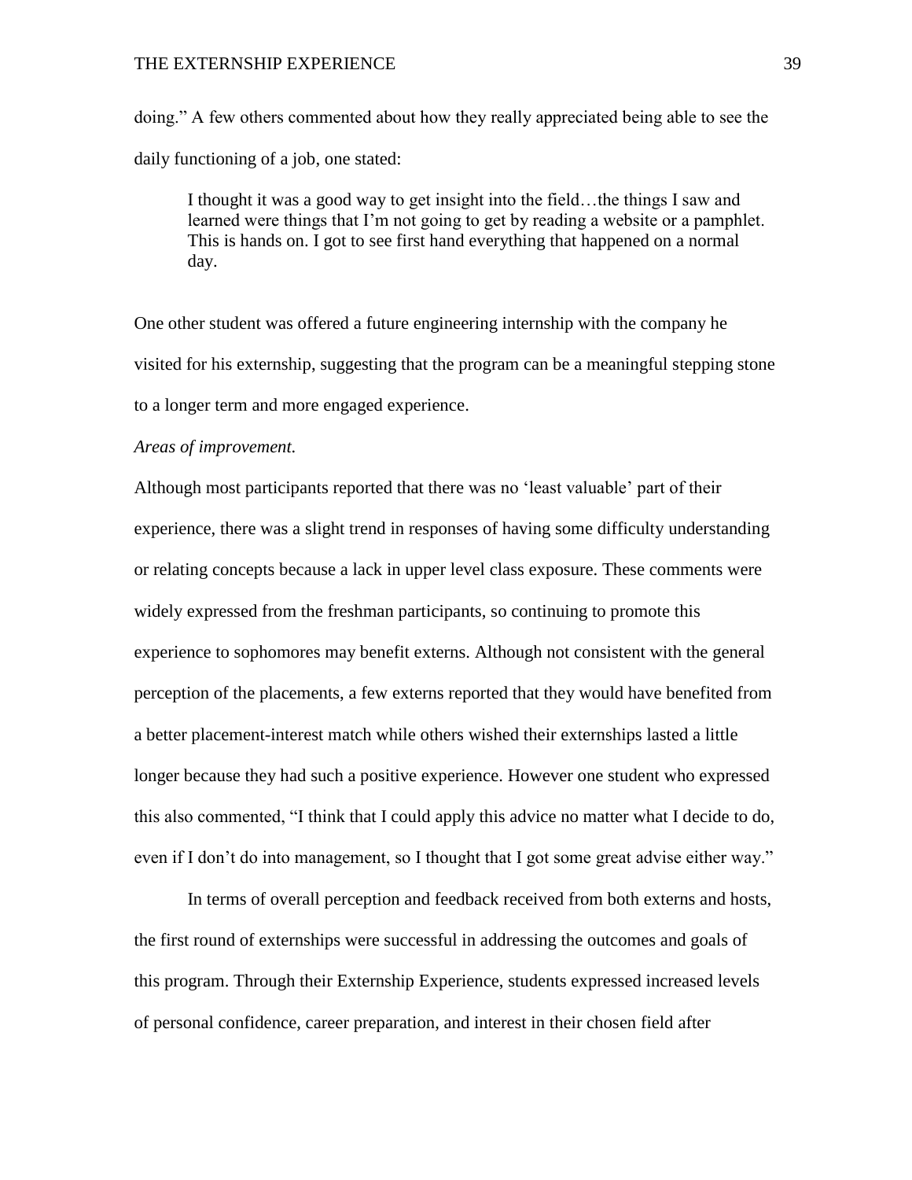doing." A few others commented about how they really appreciated being able to see the daily functioning of a job, one stated:

> I thought it was a good way to get insight into the field…the things I saw and learned were things that I'm not going to get by reading a website or a pamphlet. This is hands on. I got to see first hand everything that happened on a normal day.

One other student was offered a future engineering internship with the company he visited for his externship, suggesting that the program can be a meaningful stepping stone to a longer term and more engaged experience.

*Areas of improvement.*

Although most participants reported that there was no 'least valuable' part of their experience, there was a slight trend in responses of having some difficulty understanding or relating concepts because a lack in upper level class exposure. These comments were widely expressed from the freshman participants, so continuing to promote this experience to sophomores may benefit externs. Although not consistent with the general perception of the placements, a few externs reported that they would have benefited from a better placement-interest match while others wished their externships lasted a little longer because they had such a positive experience. However one student who expressed this also commented, "I think that I could apply this advice no matter what I decide to do, even if I don't do into management, so I thought that I got some great advise either way."

In terms of overall perception and feedback received from both externs and hosts, the first round of externships were successful in addressing the outcomes and goals of this program. Through their Externship Experience, students expressed increased levels of personal confidence, career preparation, and interest in their chosen field after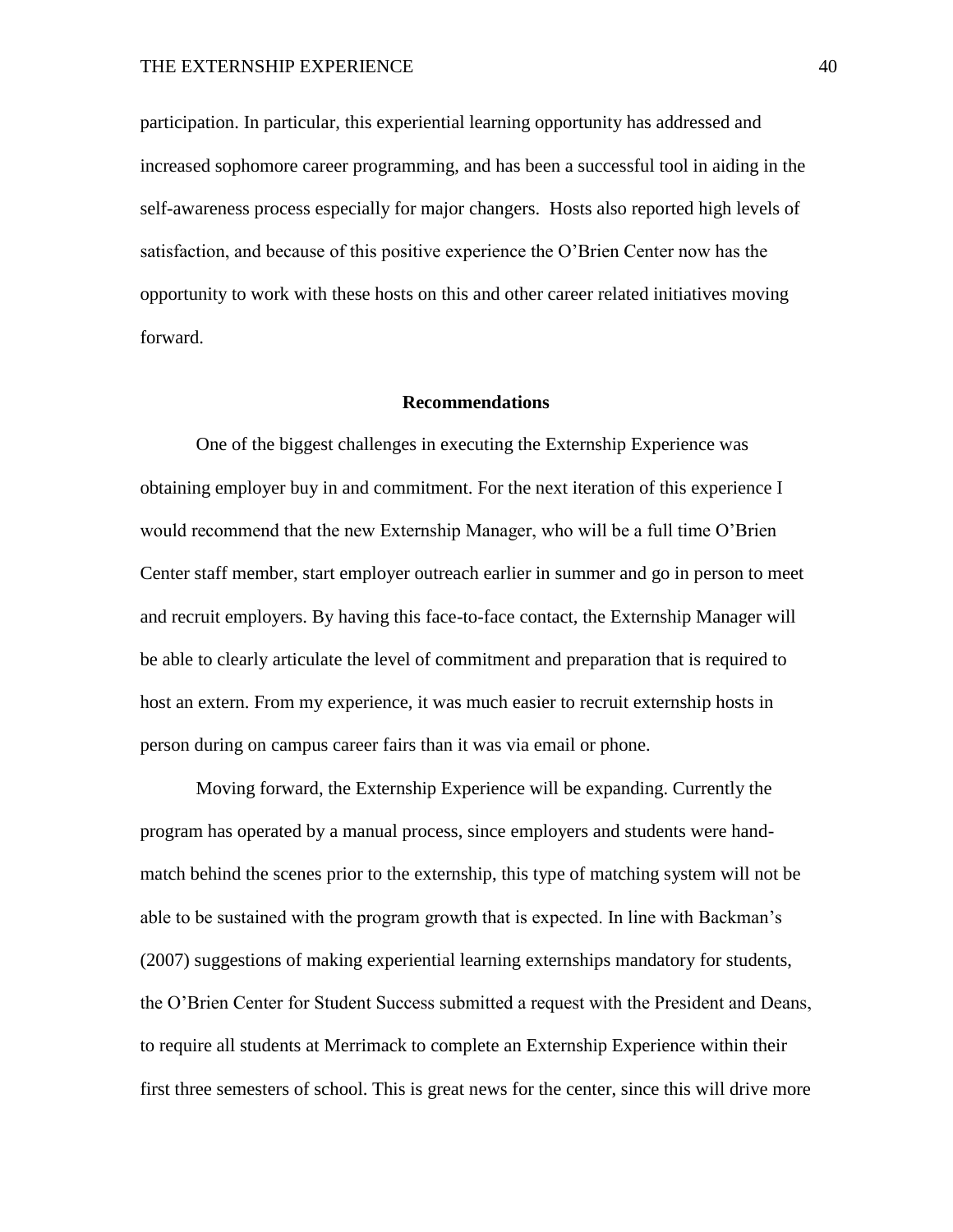participation. In particular, this experiential learning opportunity has addressed and increased sophomore career programming, and has been a successful tool in aiding in the self-awareness process especially for major changers. Hosts also reported high levels of satisfaction, and because of this positive experience the O'Brien Center now has the opportunity to work with these hosts on this and other career related initiatives moving forward.

## Recommendations

One of the biggest challenges in executing the Externship Experience was obtaining employer buy in and commitment. For the next iteration of this experience I would recommend that the new Externship Manager, who will be a full time O'Brien Center staff member, start employer outreach earlier in summer and go in person to meet and recruit employers. By having this face-to-face contact, the Externship Manager will be able to clearly articulate the level of commitment and preparation that is required to host an extern. From my experience, it was much easier to recruit externship hosts in person during on campus career fairs than it was via email or phone.

Moving forward, the Externship Experience will be expanding. Currently the program has operated by a manual process, since employers and students were hand-match behind the scenes prior to the externship, this type of matching system will not be able to be sustained with the program growth that is expected. In line with Backman's (2007) suggestions of making experiential learning externships mandatory for students, the O'Brien Center for Student Success submitted a request with the President and Deans, to require all students at Merrimack to complete an Externship Experience within their first three semesters of school. This is great news for the center, since this will drive more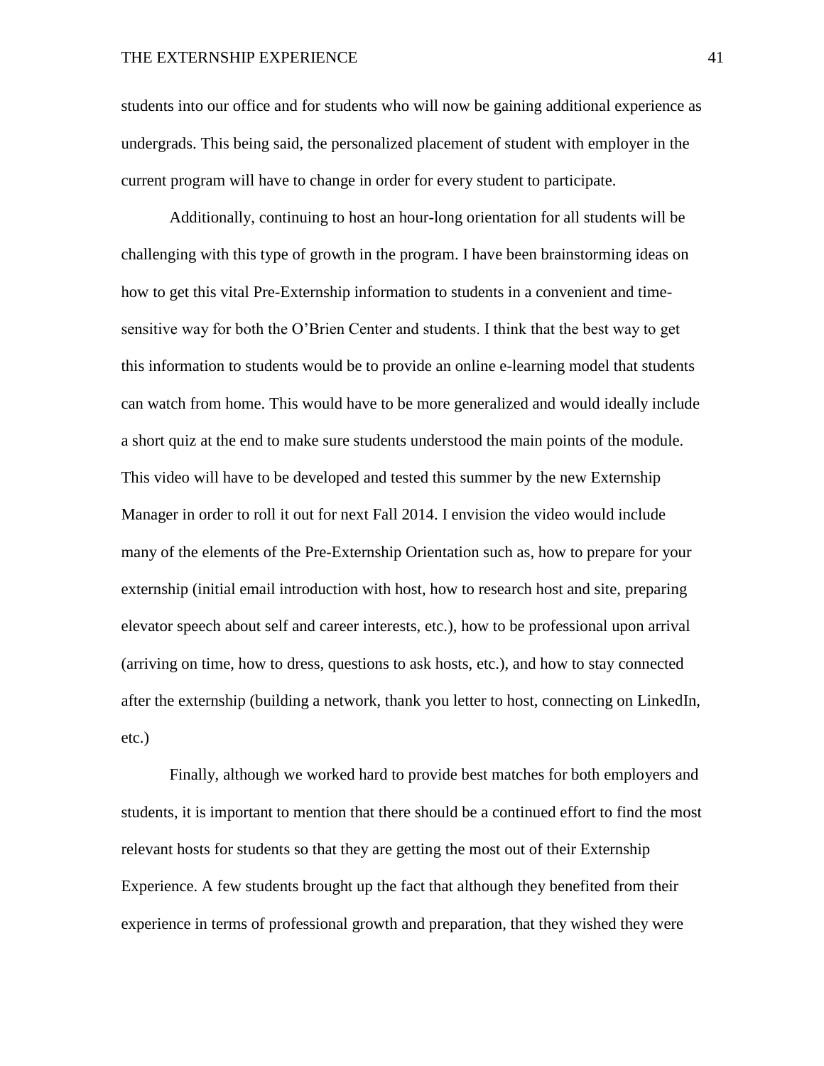students into our office and for students who will now be gaining additional experience as undergrads. This being said, the personalized placement of student with employer in the current program will have to change in order for every student to participate.

Additionally, continuing to host an hour-long orientation for all students will be challenging with this type of growth in the program. I have been brainstorming ideas on how to get this vital Pre-Externship information to students in a convenient and time-sensitive way for both the O'Brien Center and students. I think that the best way to get this information to students would be to provide an online e-learning model that students can watch from home. This would have to be more generalized and would ideally include a short quiz at the end to make sure students understood the main points of the module. This video will have to be developed and tested this summer by the new Externship Manager in order to roll it out for next Fall 2014. I envision the video would include many of the elements of the Pre-Externship Orientation such as, how to prepare for your externship (initial email introduction with host, how to research host and site, preparing elevator speech about self and career interests, etc.), how to be professional upon arrival (arriving on time, how to dress, questions to ask hosts, etc.), and how to stay connected after the externship (building a network, thank you letter to host, connecting on LinkedIn, etc.)

Finally, although we worked hard to provide best matches for both employers and students, it is important to mention that there should be a continued effort to find the most relevant hosts for students so that they are getting the most out of their Externship Experience. A few students brought up the fact that although they benefited from their experience in terms of professional growth and preparation, that they wished they were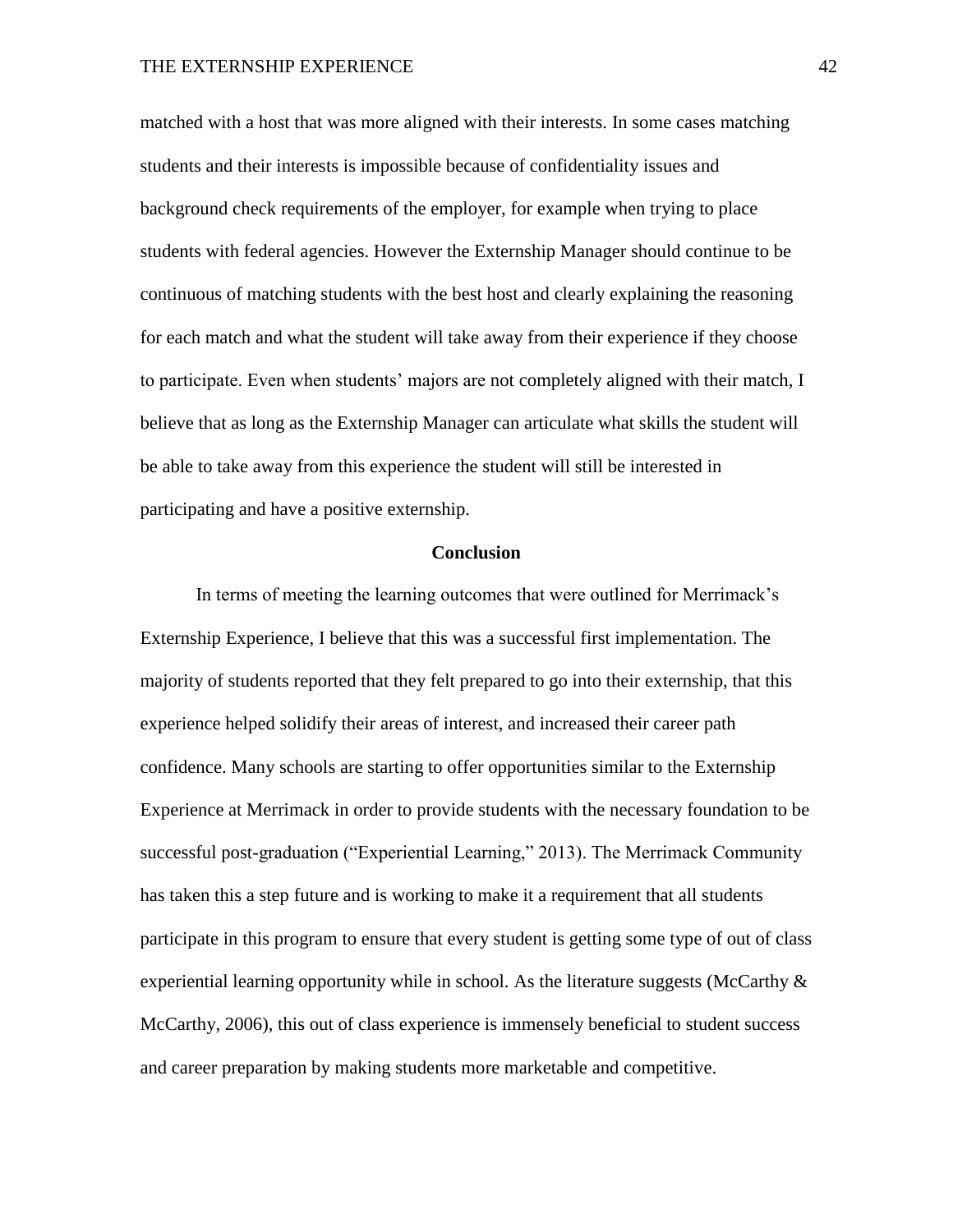matched with a host that was more aligned with their interests. In some cases matching students and their interests is impossible because of confidentiality issues and background check requirements of the employer, for example when trying to place students with federal agencies. However the Externship Manager should continue to be continuous of matching students with the best host and clearly explaining the reasoning for each match and what the student will take away from their experience if they choose to participate. Even when students' majors are not completely aligned with their match, I believe that as long as the Externship Manager can articulate what skills the student will be able to take away from this experience the student will still be interested in participating and have a positive externship.

## Conclusion

In terms of meeting the learning outcomes that were outlined for Merrimack's Externship Experience, I believe that this was a successful first implementation. The majority of students reported that they felt prepared to go into their externship, that this experience helped solidify their areas of interest, and increased their career path confidence. Many schools are starting to offer opportunities similar to the Externship Experience at Merrimack in order to provide students with the necessary foundation to be successful post-graduation ("Experiential Learning," 2013). The Merrimack Community has taken this a step future and is working to make it a requirement that all students participate in this program to ensure that every student is getting some type of out of class experiential learning opportunity while in school. As the literature suggests (McCarthy & McCarthy, 2006), this out of class experience is immensely beneficial to student success and career preparation by making students more marketable and competitive.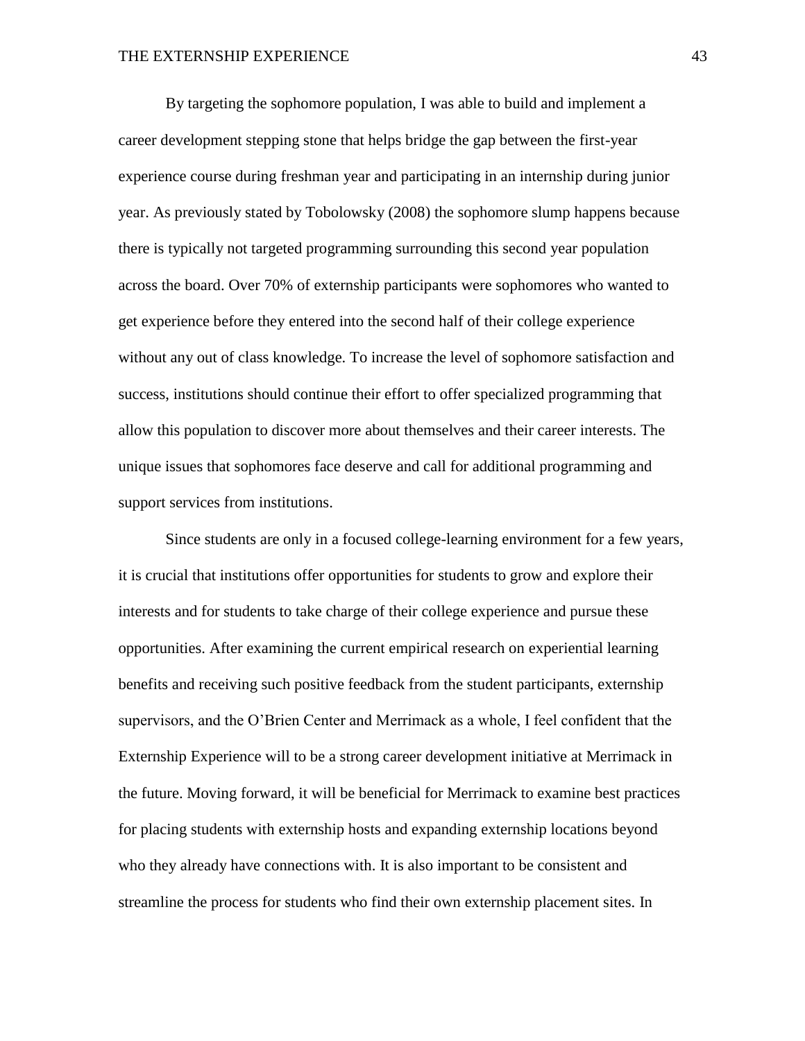By targeting the sophomore population, I was able to build and implement a career development stepping stone that helps bridge the gap between the first-year experience course during freshman year and participating in an internship during junior year. As previously stated by Tobolowsky (2008) the sophomore slump happens because there is typically not targeted programming surrounding this second year population across the board. Over 70% of externship participants were sophomores who wanted to get experience before they entered into the second half of their college experience without any out of class knowledge. To increase the level of sophomore satisfaction and success, institutions should continue their effort to offer specialized programming that allow this population to discover more about themselves and their career interests. The unique issues that sophomores face deserve and call for additional programming and support services from institutions.

Since students are only in a focused college-learning environment for a few years, it is crucial that institutions offer opportunities for students to grow and explore their interests and for students to take charge of their college experience and pursue these opportunities. After examining the current empirical research on experiential learning benefits and receiving such positive feedback from the student participants, externship supervisors, and the O'Brien Center and Merrimack as a whole, I feel confident that the Externship Experience will to be a strong career development initiative at Merrimack in the future. Moving forward, it will be beneficial for Merrimack to examine best practices for placing students with externship hosts and expanding externship locations beyond who they already have connections with. It is also important to be consistent and streamline the process for students who find their own externship placement sites. In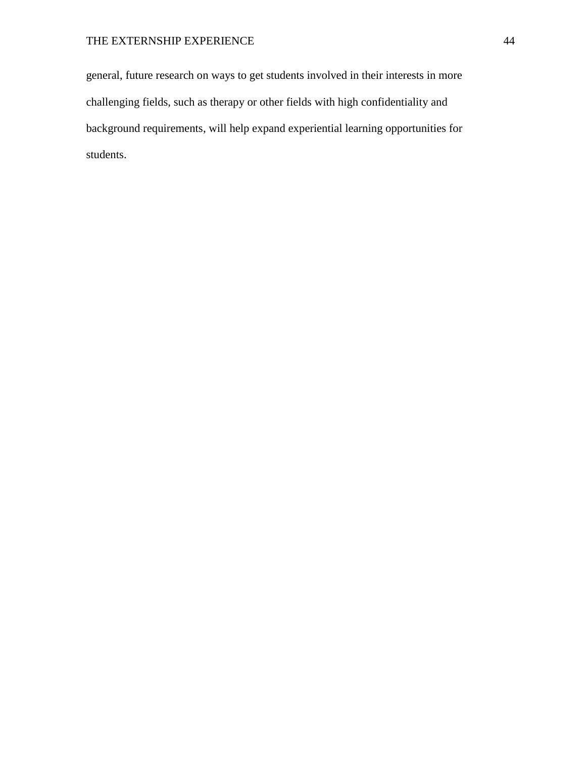general, future research on ways to get students involved in their interests in more challenging fields, such as therapy or other fields with high confidentiality and background requirements, will help expand experiential learning opportunities for students.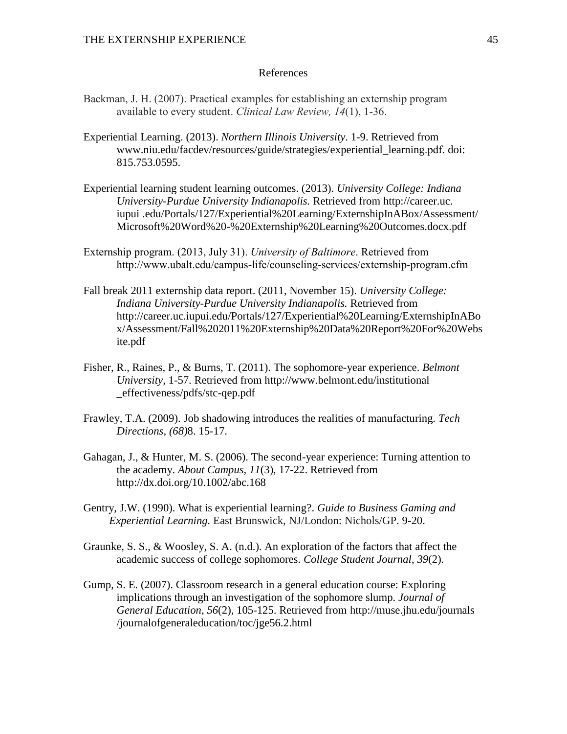# References

Backman, J. H. (2007). Practical examples for establishing an externship program available to every student. *Clinical Law Review, 14*(1), 1-36.

Experiential Learning. (2013). *Northern Illinois University*. 1-9. Retrieved from www.niu.edu/facdev/resources/guide/strategies/experiential_learning.pdf. doi: 815.753.0595.

Experiential learning student learning outcomes. (2013). *University College: Indiana University-Purdue University Indianapolis.* Retrieved from http://career.uc. iupui .edu/Portals/127/Experiential%20Learning/ExternshipInABox/Assessment/ Microsoft%20Word%20-%20Externship%20Learning%20Outcomes.docx.pdf

Externship program. (2013, July 31). *University of Baltimore*. Retrieved from http://www.ubalt.edu/campus-life/counseling-services/externship-program.cfm

Fall break 2011 externship data report. (2011, November 15). *University College: Indiana University-Purdue University Indianapolis.* Retrieved from http://career.uc.iupui.edu/Portals/127/Experiential%20Learning/ExternshipInABox/Assessment/Fall%202011%20Externship%20Data%20Report%20For%20Website.pdf

Fisher, R., Raines, P., & Burns, T. (2011). The sophomore-year experience. *Belmont University*, 1-57. Retrieved from http://www.belmont.edu/institutional _effectiveness/pdfs/stc-qep.pdf

Frawley, T.A. (2009). Job shadowing introduces the realities of manufacturing. *Tech Directions*, *(68)*8. 15-17.

Gahagan, J., & Hunter, M. S. (2006). The second-year experience: Turning attention to the academy. *About Campus*, *11*(3), 17-22. Retrieved from http://dx.doi.org/10.1002/abc.168

Gentry, J.W. (1990). What is experiential learning?. *Guide to Business Gaming and Experiential Learning.* East Brunswick, NJ/London: Nichols/GP. 9-20.

Graunke, S. S., & Woosley, S. A. (n.d.). An exploration of the factors that affect the academic success of college sophomores. *College Student Journal*, *39*(2).

Gump, S. E. (2007). Classroom research in a general education course: Exploring implications through an investigation of the sophomore slump. *Journal of General Education*, *56*(2), 105-125. Retrieved from http://muse.jhu.edu/journals /journalofgeneraleducation/toc/jge56.2.html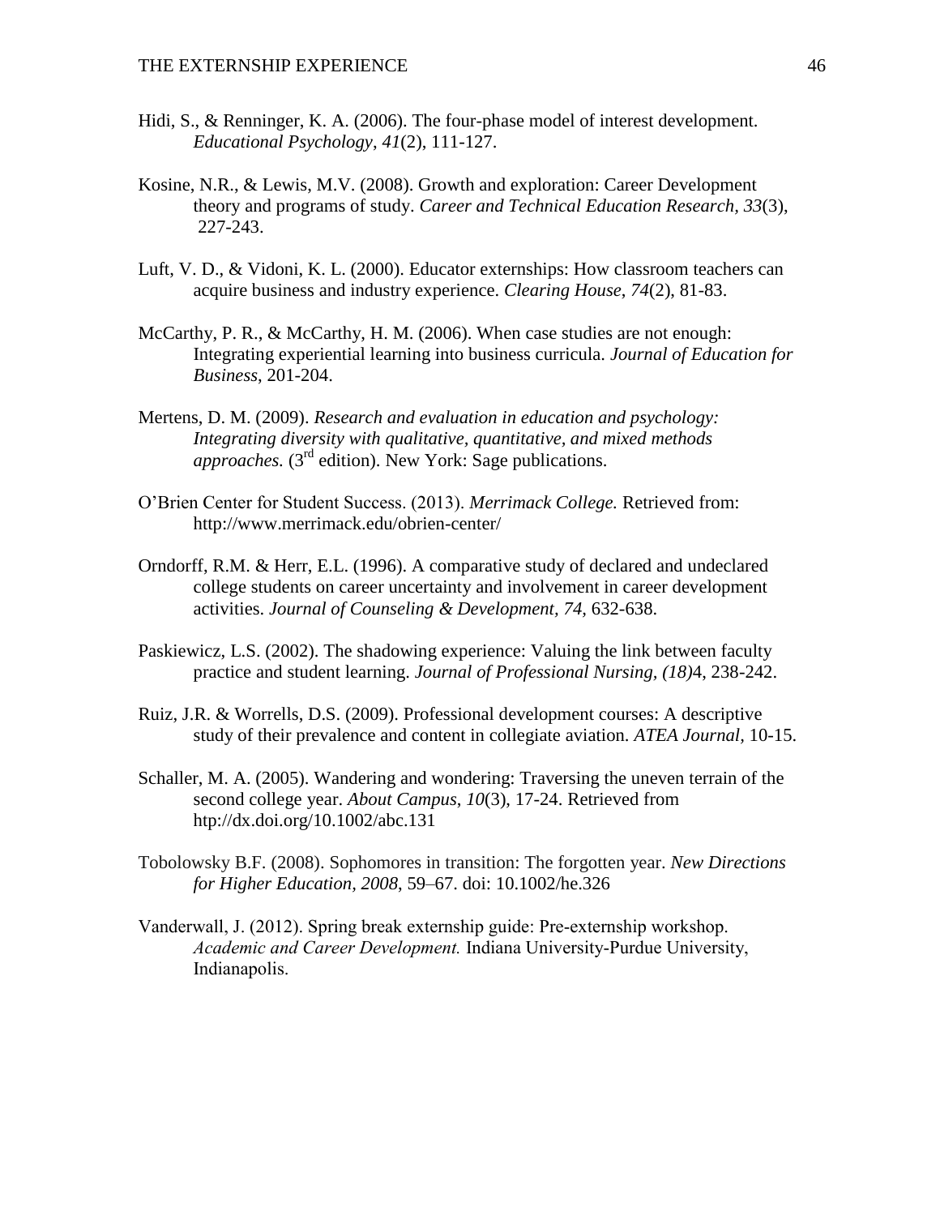Hidi, S., & Renninger, K. A. (2006). The four-phase model of interest development. *Educational Psychology*, *41*(2), 111-127.

Kosine, N.R., & Lewis, M.V. (2008). Growth and exploration: Career Development theory and programs of study. *Career and Technical Education Research, 33*(3), 227-243.

Luft, V. D., & Vidoni, K. L. (2000). Educator externships: How classroom teachers can acquire business and industry experience. *Clearing House*, *74*(2), 81-83.

McCarthy, P. R., & McCarthy, H. M. (2006). When case studies are not enough: Integrating experiential learning into business curricula. *Journal of Education for Business*, 201-204.

Mertens, D. M. (2009). *Research and evaluation in education and psychology: Integrating diversity with qualitative, quantitative, and mixed methods approaches.* (3rd edition). New York: Sage publications.

O'Brien Center for Student Success. (2013). *Merrimack College.* Retrieved from: http://www.merrimack.edu/obrien-center/

Orndorff, R.M. & Herr, E.L. (1996). A comparative study of declared and undeclared college students on career uncertainty and involvement in career development activities. *Journal of Counseling & Development, 74,* 632-638.

Paskiewicz, L.S. (2002). The shadowing experience: Valuing the link between faculty practice and student learning. *Journal of Professional Nursing, (18)*4, 238-242.

Ruiz, J.R. & Worrells, D.S. (2009). Professional development courses: A descriptive study of their prevalence and content in collegiate aviation. *ATEA Journal,* 10-15.

Schaller, M. A. (2005). Wandering and wondering: Traversing the uneven terrain of the second college year. *About Campus*, *10*(3), 17-24. Retrieved from htp://dx.doi.org/10.1002/abc.131

Tobolowsky B.F. (2008). Sophomores in transition: The forgotten year. *New Directions for Higher Education, 2008*, 59–67. doi: 10.1002/he.326

Vanderwall, J. (2012). Spring break externship guide: Pre-externship workshop. *Academic and Career Development.* Indiana University-Purdue University, Indianapolis.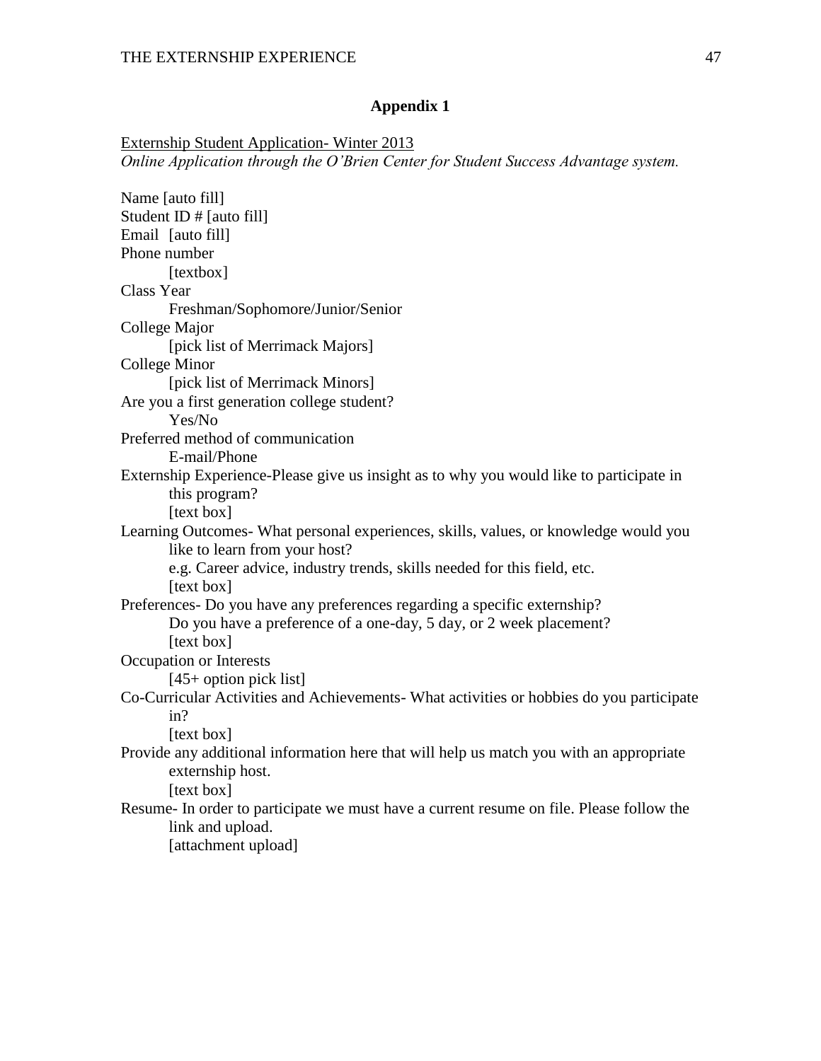# Appendix 1

<u>Externship Student Application- Winter 2013</u>

*Online Application through the O'Brien Center for Student Success Advantage system.*

Name [auto fill]
Student ID # [auto fill]
Email [auto fill]
Phone number
    [textbox]
Class Year
    Freshman/Sophomore/Junior/Senior
College Major
    [pick list of Merrimack Majors]
College Minor
    [pick list of Merrimack Minors]
Are you a first generation college student?
    Yes/No
Preferred method of communication
    E-mail/Phone
Externship Experience-Please give us insight as to why you would like to participate in this program?
    [text box]
Learning Outcomes- What personal experiences, skills, values, or knowledge would you like to learn from your host?
    e.g. Career advice, industry trends, skills needed for this field, etc.
    [text box]
Preferences- Do you have any preferences regarding a specific externship?
    Do you have a preference of a one-day, 5 day, or 2 week placement?
    [text box]
Occupation or Interests
    [45+ option pick list]
Co-Curricular Activities and Achievements- What activities or hobbies do you participate in?
    [text box]
Provide any additional information here that will help us match you with an appropriate externship host.
    [text box]
Resume- In order to participate we must have a current resume on file. Please follow the link and upload.
    [attachment upload]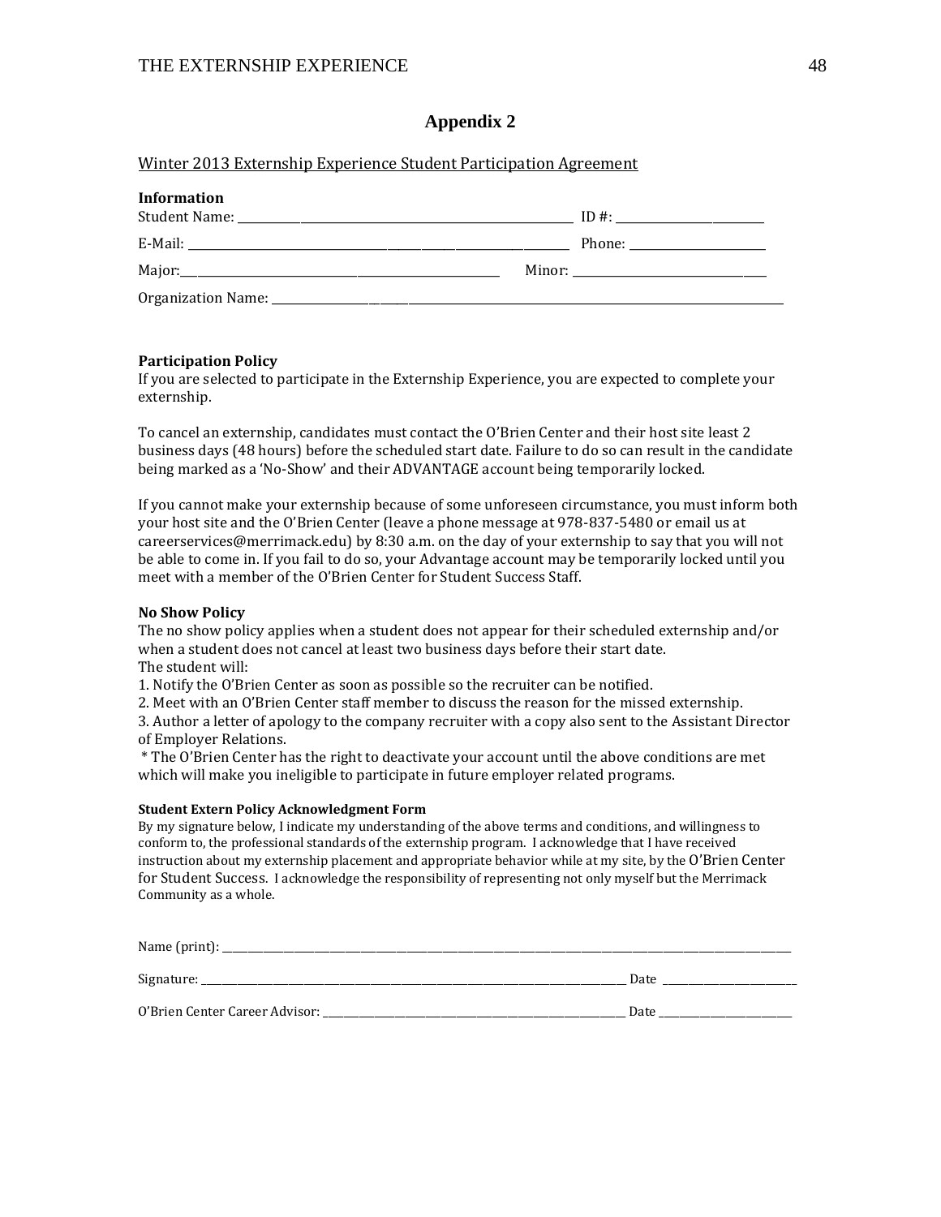## Appendix 2

Winter 2013 Externship Experience Student Participation Agreement

**Information**

Student Name: ______________________________ ID #: ________________

E-Mail: ______________________________ Phone: ________________

Major: ______________________________ Minor: ________________

Organization Name: ______________________________________________

**Participation Policy**

If you are selected to participate in the Externship Experience, you are expected to complete your externship.

To cancel an externship, candidates must contact the O'Brien Center and their host site least 2 business days (48 hours) before the scheduled start date. Failure to do so can result in the candidate being marked as a 'No-Show' and their ADVANTAGE account being temporarily locked.

If you cannot make your externship because of some unforeseen circumstance, you must inform both your host site and the O'Brien Center (leave a phone message at 978-837-5480 or email us at careerservices@merrimack.edu) by 8:30 a.m. on the day of your externship to say that you will not be able to come in. If you fail to do so, your Advantage account may be temporarily locked until you meet with a member of the O'Brien Center for Student Success Staff.

**No Show Policy**

The no show policy applies when a student does not appear for their scheduled externship and/or when a student does not cancel at least two business days before their start date.

The student will:

1. Notify the O'Brien Center as soon as possible so the recruiter can be notified.
2. Meet with an O'Brien Center staff member to discuss the reason for the missed externship.
3. Author a letter of apology to the company recruiter with a copy also sent to the Assistant Director of Employer Relations.

* The O'Brien Center has the right to deactivate your account until the above conditions are met which will make you ineligible to participate in future employer related programs.

**Student Extern Policy Acknowledgment Form**

By my signature below, I indicate my understanding of the above terms and conditions, and willingness to conform to, the professional standards of the externship program. I acknowledge that I have received instruction about my externship placement and appropriate behavior while at my site, by the O'Brien Center for Student Success. I acknowledge the responsibility of representing not only myself but the Merrimack Community as a whole.

Name (print): ______________________________________________

Signature: ______________________________ Date ________________

O'Brien Center Career Advisor: ______________________________ Date ________________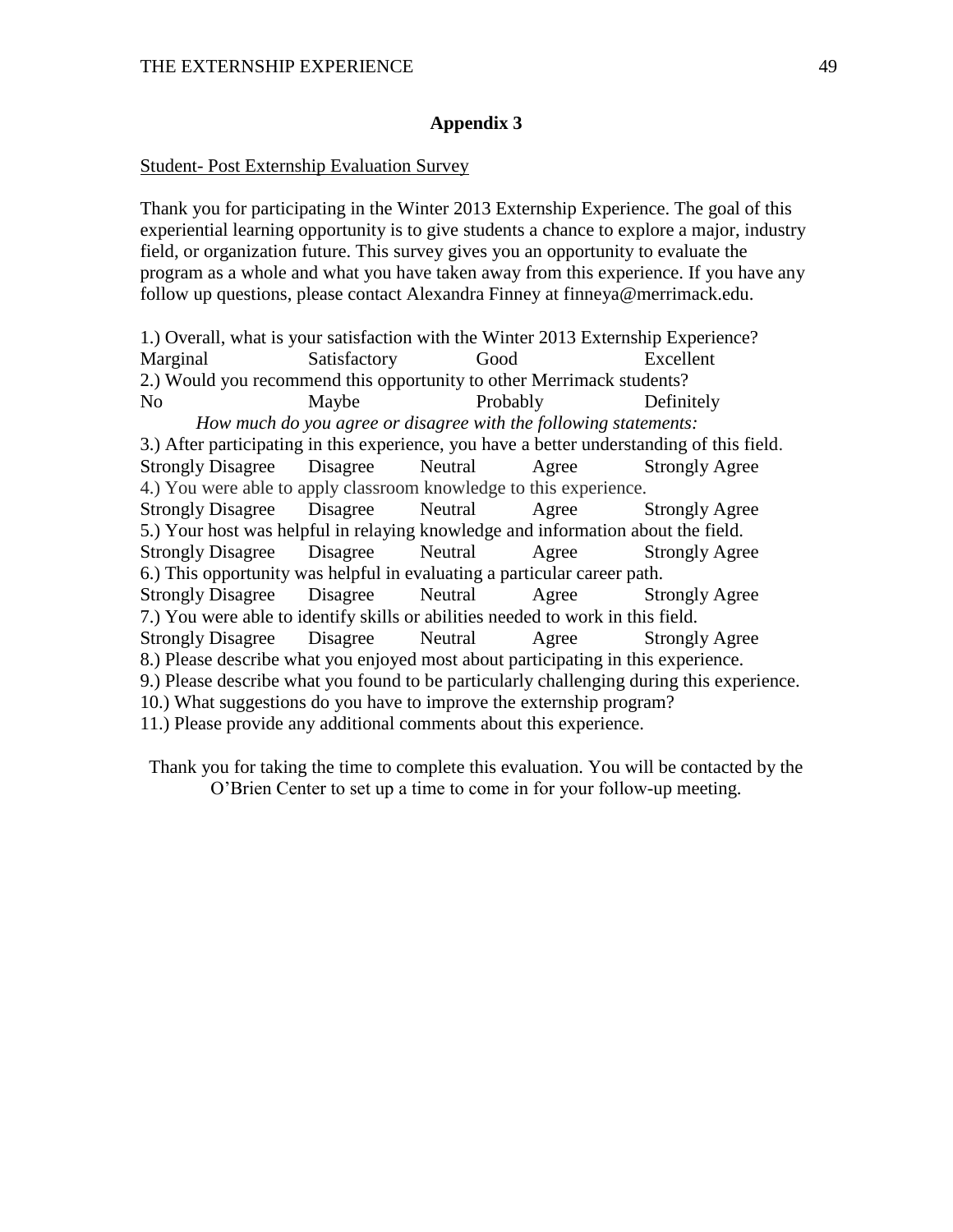## Appendix 3

<u>Student- Post Externship Evaluation Survey</u>

Thank you for participating in the Winter 2013 Externship Experience. The goal of this experiential learning opportunity is to give students a chance to explore a major, industry field, or organization future. This survey gives you an opportunity to evaluate the program as a whole and what you have taken away from this experience. If you have any follow up questions, please contact Alexandra Finney at finneya@merrimack.edu.

1.) Overall, what is your satisfaction with the Winter 2013 Externship Experience?
Marginal  Satisfactory  Good  Excellent
2.) Would you recommend this opportunity to other Merrimack students?
No  Maybe  Probably  Definitely

*How much do you agree or disagree with the following statements:*

3.) After participating in this experience, you have a better understanding of this field.
Strongly Disagree  Disagree  Neutral  Agree  Strongly Agree
4.) You were able to apply classroom knowledge to this experience.
Strongly Disagree  Disagree  Neutral  Agree  Strongly Agree
5.) Your host was helpful in relaying knowledge and information about the field.
Strongly Disagree  Disagree  Neutral  Agree  Strongly Agree
6.) This opportunity was helpful in evaluating a particular career path.
Strongly Disagree  Disagree  Neutral  Agree  Strongly Agree
7.) You were able to identify skills or abilities needed to work in this field.
Strongly Disagree  Disagree  Neutral  Agree  Strongly Agree
8.) Please describe what you enjoyed most about participating in this experience.
9.) Please describe what you found to be particularly challenging during this experience.
10.) What suggestions do you have to improve the externship program?
11.) Please provide any additional comments about this experience.

Thank you for taking the time to complete this evaluation. You will be contacted by the O'Brien Center to set up a time to come in for your follow-up meeting.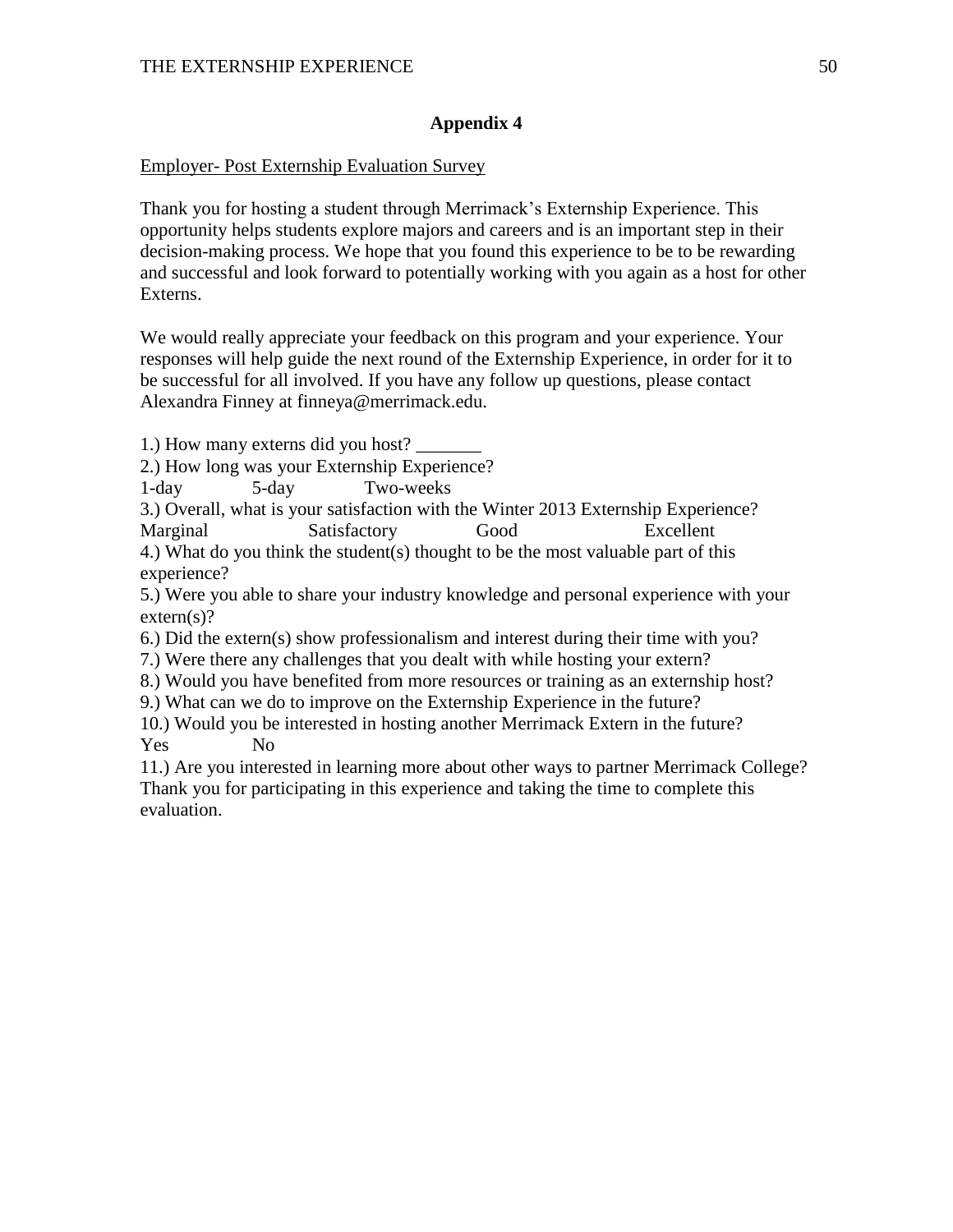## Appendix 4

Employer- Post Externship Evaluation Survey

Thank you for hosting a student through Merrimack's Externship Experience. This opportunity helps students explore majors and careers and is an important step in their decision-making process. We hope that you found this experience to be to be rewarding and successful and look forward to potentially working with you again as a host for other Externs.

We would really appreciate your feedback on this program and your experience. Your responses will help guide the next round of the Externship Experience, in order for it to be successful for all involved. If you have any follow up questions, please contact Alexandra Finney at finneya@merrimack.edu.

1.) How many externs did you host? _______
2.) How long was your Externship Experience?
1-day 5-day Two-weeks
3.) Overall, what is your satisfaction with the Winter 2013 Externship Experience?
Marginal Satisfactory Good Excellent
4.) What do you think the student(s) thought to be the most valuable part of this experience?
5.) Were you able to share your industry knowledge and personal experience with your extern(s)?
6.) Did the extern(s) show professionalism and interest during their time with you?
7.) Were there any challenges that you dealt with while hosting your extern?
8.) Would you have benefited from more resources or training as an externship host?
9.) What can we do to improve on the Externship Experience in the future?
10.) Would you be interested in hosting another Merrimack Extern in the future?
Yes No
11.) Are you interested in learning more about other ways to partner Merrimack College?
Thank you for participating in this experience and taking the time to complete this evaluation.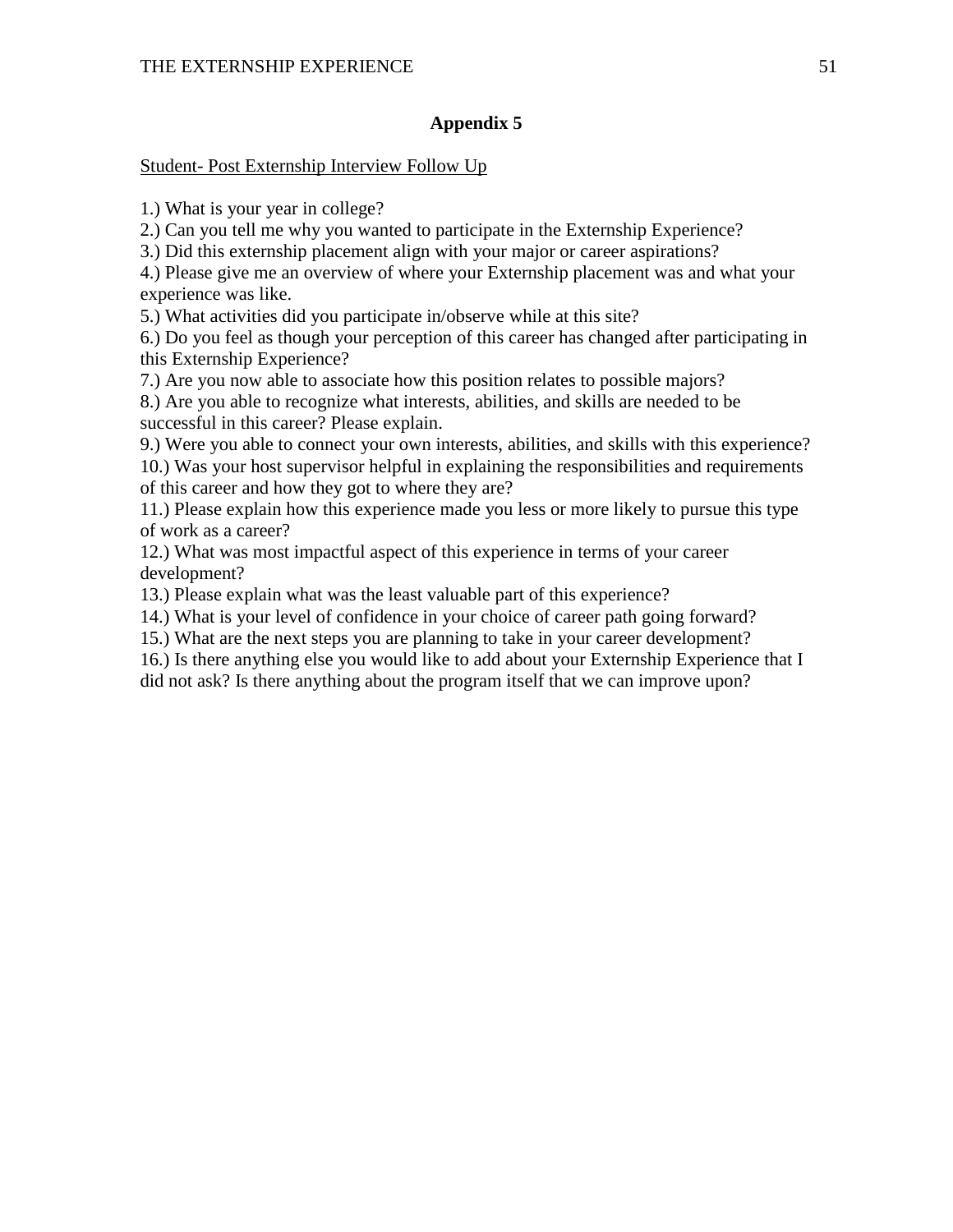## Appendix 5

<u>Student- Post Externship Interview Follow Up</u>

1.) What is your year in college?
2.) Can you tell me why you wanted to participate in the Externship Experience?
3.) Did this externship placement align with your major or career aspirations?
4.) Please give me an overview of where your Externship placement was and what your experience was like.
5.) What activities did you participate in/observe while at this site?
6.) Do you feel as though your perception of this career has changed after participating in this Externship Experience?
7.) Are you now able to associate how this position relates to possible majors?
8.) Are you able to recognize what interests, abilities, and skills are needed to be successful in this career? Please explain.
9.) Were you able to connect your own interests, abilities, and skills with this experience?
10.) Was your host supervisor helpful in explaining the responsibilities and requirements of this career and how they got to where they are?
11.) Please explain how this experience made you less or more likely to pursue this type of work as a career?
12.) What was most impactful aspect of this experience in terms of your career development?
13.) Please explain what was the least valuable part of this experience?
14.) What is your level of confidence in your choice of career path going forward?
15.) What are the next steps you are planning to take in your career development?
16.) Is there anything else you would like to add about your Externship Experience that I did not ask? Is there anything about the program itself that we can improve upon?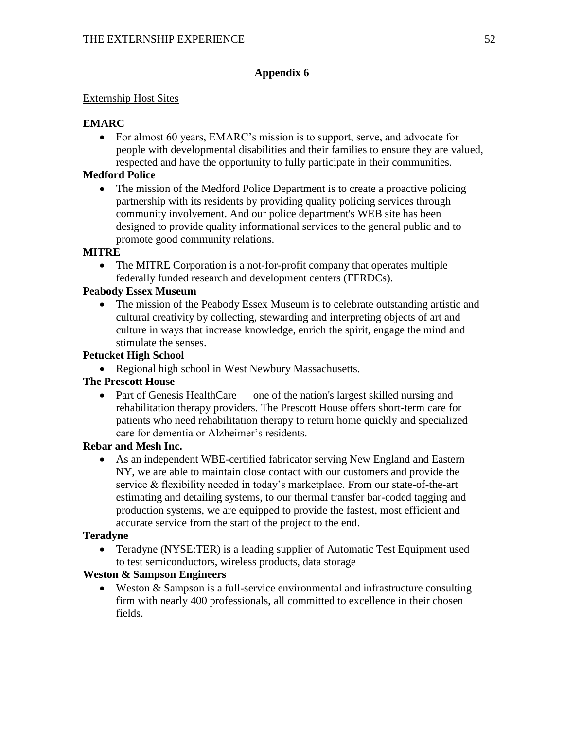## Appendix 6

Externship Host Sites

**EMARC**

- For almost 60 years, EMARC's mission is to support, serve, and advocate for people with developmental disabilities and their families to ensure they are valued, respected and have the opportunity to fully participate in their communities.

**Medford Police**

- The mission of the Medford Police Department is to create a proactive policing partnership with its residents by providing quality policing services through community involvement. And our police department's WEB site has been designed to provide quality informational services to the general public and to promote good community relations.

**MITRE**

- The MITRE Corporation is a not-for-profit company that operates multiple federally funded research and development centers (FFRDCs).

**Peabody Essex Museum**

- The mission of the Peabody Essex Museum is to celebrate outstanding artistic and cultural creativity by collecting, stewarding and interpreting objects of art and culture in ways that increase knowledge, enrich the spirit, engage the mind and stimulate the senses.

**Petucket High School**

- Regional high school in West Newbury Massachusetts.

**The Prescott House**

- Part of Genesis HealthCare — one of the nation's largest skilled nursing and rehabilitation therapy providers. The Prescott House offers short-term care for patients who need rehabilitation therapy to return home quickly and specialized care for dementia or Alzheimer's residents.

**Rebar and Mesh Inc.**

- As an independent WBE-certified fabricator serving New England and Eastern NY, we are able to maintain close contact with our customers and provide the service & flexibility needed in today's marketplace. From our state-of-the-art estimating and detailing systems, to our thermal transfer bar-coded tagging and production systems, we are equipped to provide the fastest, most efficient and accurate service from the start of the project to the end.

**Teradyne**

- Teradyne (NYSE:TER) is a leading supplier of Automatic Test Equipment used to test semiconductors, wireless products, data storage

**Weston & Sampson Engineers**

- Weston & Sampson is a full-service environmental and infrastructure consulting firm with nearly 400 professionals, all committed to excellence in their chosen fields.